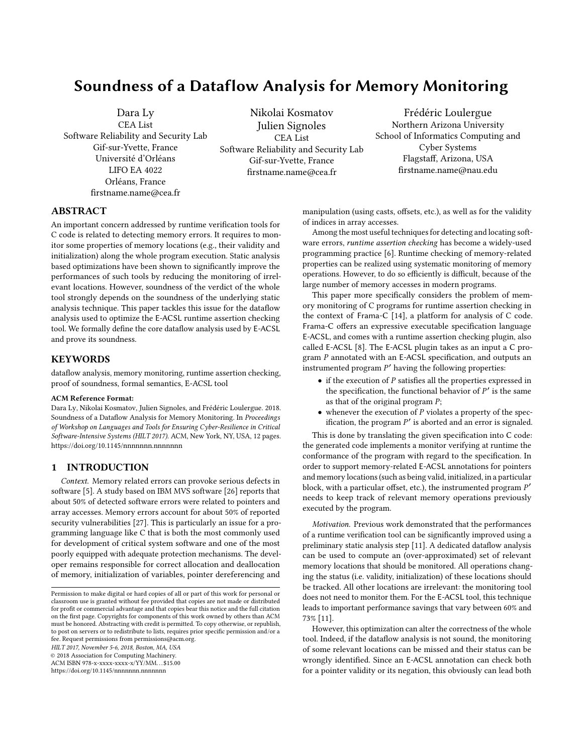# Soundness of a Dataflow Analysis for Memory Monitoring

Dara Ly
CEA List
Software Reliability and Security Lab
Gif-sur-Yvette, France
Université d'Orléans
LIFO EA 4022
Orléans, France
firstname.name@cea.fr

Nikolai Kosmatov
Julien Signoles
CEA List
Software Reliability and Security Lab
Gif-sur-Yvette, France
firstname.name@cea.fr

Frédéric Loulergue
Northern Arizona University
School of Informatics Computing and Cyber Systems
Flagstaff, Arizona, USA
firstname.name@nau.edu

## ABSTRACT

An important concern addressed by runtime verification tools for C code is related to detecting memory errors. It requires to monitor some properties of memory locations (e.g., their validity and initialization) along the whole program execution. Static analysis based optimizations have been shown to significantly improve the performances of such tools by reducing the monitoring of irrelevant locations. However, soundness of the verdict of the whole tool strongly depends on the soundness of the underlying static analysis technique. This paper tackles this issue for the dataflow analysis used to optimize the E-ACSL runtime assertion checking tool. We formally define the core dataflow analysis used by E-ACSL and prove its soundness.

## KEYWORDS

dataflow analysis, memory monitoring, runtime assertion checking, proof of soundness, formal semantics, E-ACSL tool

**ACM Reference Format:**
Dara Ly, Nikolai Kosmatov, Julien Signoles, and Frédéric Loulergue. 2018. Soundness of a Dataflow Analysis for Memory Monitoring. In *Proceedings of Workshop on Languages and Tools for Ensuring Cyber-Resilience in Critical Software-Intensive Systems (HILT 2017)*. ACM, New York, NY, USA, 12 pages. https://doi.org/10.1145/nnnnnnn.nnnnnnn

## 1 INTRODUCTION

*Context.* Memory related errors can provoke serious defects in software [5]. A study based on IBM MVS software [26] reports that about 50% of detected software errors were related to pointers and array accesses. Memory errors account for about 50% of reported security vulnerabilities [27]. This is particularly an issue for a programming language like C that is both the most commonly used for development of critical system software and one of the most poorly equipped with adequate protection mechanisms. The developer remains responsible for correct allocation and deallocation of memory, initialization of variables, pointer dereferencing and manipulation (using casts, offsets, etc.), as well as for the validity of indices in array accesses.

Among the most useful techniques for detecting and locating software errors, *runtime assertion checking* has become a widely-used programming practice [6]. Runtime checking of memory-related properties can be realized using systematic monitoring of memory operations. However, to do so efficiently is difficult, because of the large number of memory accesses in modern programs.

This paper more specifically considers the problem of memory monitoring of C programs for runtime assertion checking in the context of Frama-C [14], a platform for analysis of C code. Frama-C offers an expressive executable specification language E-ACSL, and comes with a runtime assertion checking plugin, also called E-ACSL [8]. The E-ACSL plugin takes as an input a C program $P$ annotated with an E-ACSL specification, and outputs an instrumented program $P'$ having the following properties:

- if the execution of $P$ satisfies all the properties expressed in the specification, the functional behavior of $P'$ is the same as that of the original program $P$;
- whenever the execution of $P$ violates a property of the specification, the program $P'$ is aborted and an error is signaled.

This is done by translating the given specification into C code: the generated code implements a monitor verifying at runtime the conformance of the program with regard to the specification. In order to support memory-related E-ACSL annotations for pointers and memory locations (such as being valid, initialized, in a particular block, with a particular offset, etc.), the instrumented program $P'$ needs to keep track of relevant memory operations previously executed by the program.

*Motivation.* Previous work demonstrated that the performances of a runtime verification tool can be significantly improved using a preliminary static analysis step [11]. A dedicated dataflow analysis can be used to compute an (over-approximated) set of relevant memory locations that should be monitored. All operations changing the status (i.e. validity, initialization) of these locations should be tracked. All other locations are irrelevant: the monitoring tool does not need to monitor them. For the E-ACSL tool, this technique leads to important performance savings that vary between 60% and 73% [11].

However, this optimization can alter the correctness of the whole tool. Indeed, if the dataflow analysis is not sound, the monitoring of some relevant locations can be missed and their status can be wrongly identified. Since an E-ACSL annotation can check both for a pointer validity or its negation, this obviously can lead both

Permission to make digital or hard copies of all or part of this work for personal or classroom use is granted without fee provided that copies are not made or distributed for profit or commercial advantage and that copies bear this notice and the full citation on the first page. Copyrights for components of this work owned by others than ACM must be honored. Abstracting with credit is permitted. To copy otherwise, or republish, to post on servers or to redistribute to lists, requires prior specific permission and/or a fee. Request permissions from permissions@acm.org.
*HILT 2017, November 5-6, 2018, Boston, MA, USA*
© 2018 Association for Computing Machinery.
ACM ISBN 978-x-xxxx-xxxx-x/YY/MM...$15.00
https://doi.org/10.1145/nnnnnnn.nnnnnnn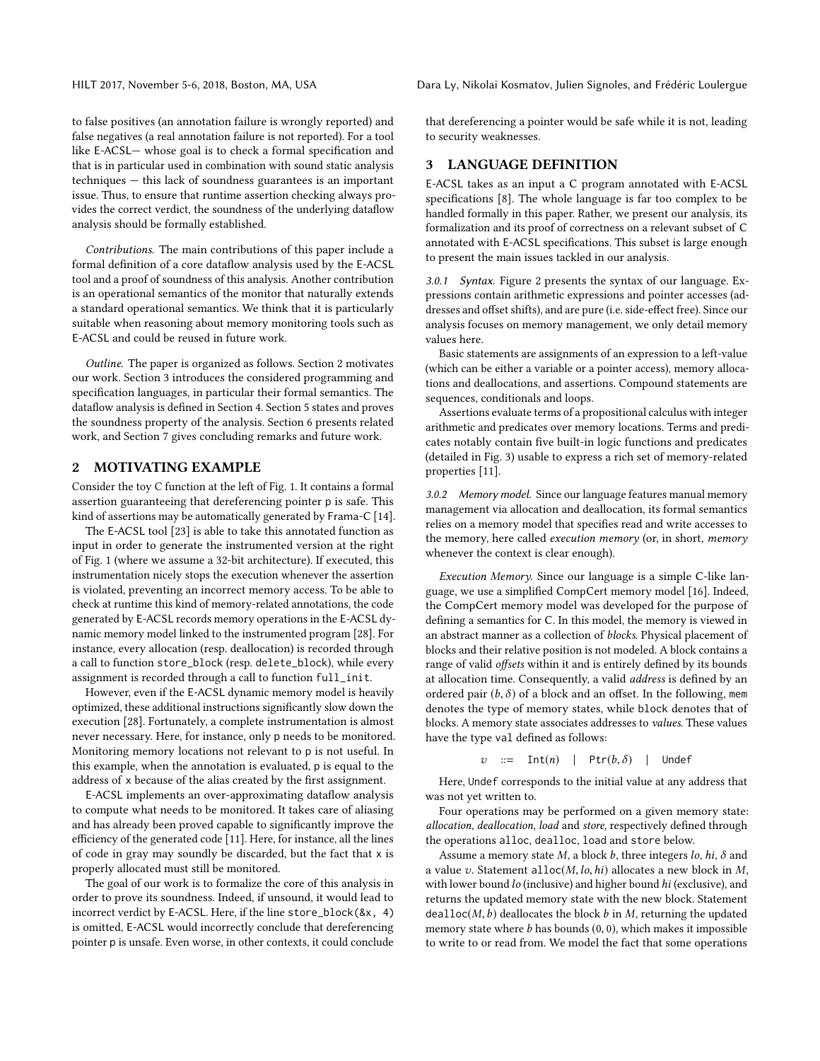to false positives (an annotation failure is wrongly reported) and false negatives (a real annotation failure is not reported). For a tool like E-ACSL— whose goal is to check a formal specification and that is in particular used in combination with sound static analysis techniques — this lack of soundness guarantees is an important issue. Thus, to ensure that runtime assertion checking always provides the correct verdict, the soundness of the underlying dataflow analysis should be formally established.

*Contributions.* The main contributions of this paper include a formal definition of a core dataflow analysis used by the E-ACSL tool and a proof of soundness of this analysis. Another contribution is an operational semantics of the monitor that naturally extends a standard operational semantics. We think that it is particularly suitable when reasoning about memory monitoring tools such as E-ACSL and could be reused in future work.

*Outline.* The paper is organized as follows. Section 2 motivates our work. Section 3 introduces the considered programming and specification languages, in particular their formal semantics. The dataflow analysis is defined in Section 4. Section 5 states and proves the soundness property of the analysis. Section 6 presents related work, and Section 7 gives concluding remarks and future work.

## 2 MOTIVATING EXAMPLE

Consider the toy C function at the left of Fig. 1. It contains a formal assertion guaranteeing that dereferencing pointer p is safe. This kind of assertions may be automatically generated by Frama-C [14].

The E-ACSL tool [23] is able to take this annotated function as input in order to generate the instrumented version at the right of Fig. 1 (where we assume a 32-bit architecture). If executed, this instrumentation nicely stops the execution whenever the assertion is violated, preventing an incorrect memory access. To be able to check at runtime this kind of memory-related annotations, the code generated by E-ACSL records memory operations in the E-ACSL dynamic memory model linked to the instrumented program [28]. For instance, every allocation (resp. deallocation) is recorded through a call to function store_block (resp. delete_block), while every assignment is recorded through a call to function full_init.

However, even if the E-ACSL dynamic memory model is heavily optimized, these additional instructions significantly slow down the execution [28]. Fortunately, a complete instrumentation is almost never necessary. Here, for instance, only p needs to be monitored. Monitoring memory locations not relevant to p is not useful. In this example, when the annotation is evaluated, p is equal to the address of x because of the alias created by the first assignment.

E-ACSL implements an over-approximating dataflow analysis to compute what needs to be monitored. It takes care of aliasing and has already been proved capable to significantly improve the efficiency of the generated code [11]. Here, for instance, all the lines of code in gray may soundly be discarded, but the fact that x is properly allocated must still be monitored.

The goal of our work is to formalize the core of this analysis in order to prove its soundness. Indeed, if unsound, it would lead to incorrect verdict by E-ACSL. Here, if the line store_block(&x, 4) is omitted, E-ACSL would incorrectly conclude that dereferencing pointer p is unsafe. Even worse, in other contexts, it could conclude that dereferencing a pointer would be safe while it is not, leading to security weaknesses.

## 3 LANGUAGE DEFINITION

E-ACSL takes as an input a C program annotated with E-ACSL specifications [8]. The whole language is far too complex to be handled formally in this paper. Rather, we present our analysis, its formalization and its proof of correctness on a relevant subset of C annotated with E-ACSL specifications. This subset is large enough to present the main issues tackled in our analysis.

*3.0.1 Syntax.* Figure 2 presents the syntax of our language. Expressions contain arithmetic expressions and pointer accesses (addresses and offset shifts), and are pure (i.e. side-effect free). Since our analysis focuses on memory management, we only detail memory values here.

Basic statements are assignments of an expression to a left-value (which can be either a variable or a pointer access), memory allocations and deallocations, and assertions. Compound statements are sequences, conditionals and loops.

Assertions evaluate terms of a propositional calculus with integer arithmetic and predicates over memory locations. Terms and predicates notably contain five built-in logic functions and predicates (detailed in Fig. 3) usable to express a rich set of memory-related properties [11].

*3.0.2 Memory model.* Since our language features manual memory management via allocation and deallocation, its formal semantics relies on a memory model that specifies read and write accesses to the memory, here called *execution memory* (or, in short, *memory* whenever the context is clear enough).

*Execution Memory.* Since our language is a simple C-like language, we use a simplified CompCert memory model [16]. Indeed, the CompCert memory model was developed for the purpose of defining a semantics for C. In this model, the memory is viewed in an abstract manner as a collection of *blocks*. Physical placement of blocks and their relative position is not modeled. A block contains a range of valid *offsets* within it and is entirely defined by its bounds at allocation time. Consequently, a valid *address* is defined by an ordered pair $(b, \delta)$ of a block and an offset. In the following, mem denotes the type of memory states, while block denotes that of blocks. A memory state associates addresses to *values*. These values have the type val defined as follows:

$$v \quad ::= \quad \texttt{Int}(n) \quad | \quad \texttt{Ptr}(b, \delta) \quad | \quad \texttt{Undef}$$

Here, Undef corresponds to the initial value at any address that was not yet written to.

Four operations may be performed on a given memory state: *allocation*, *deallocation*, *load* and *store*, respectively defined through the operations alloc, dealloc, load and store below.

Assume a memory state $M$, a block $b$, three integers $lo$, $hi$, $\delta$ and a value $v$. Statement $\texttt{alloc}(M, lo, hi)$ allocates a new block in $M$, with lower bound $lo$ (inclusive) and higher bound $hi$ (exclusive), and returns the updated memory state with the new block. Statement $\texttt{dealloc}(M, b)$ deallocates the block $b$ in $M$, returning the updated memory state where $b$ has bounds $(0, 0)$, which makes it impossible to write to or read from. We model the fact that some operations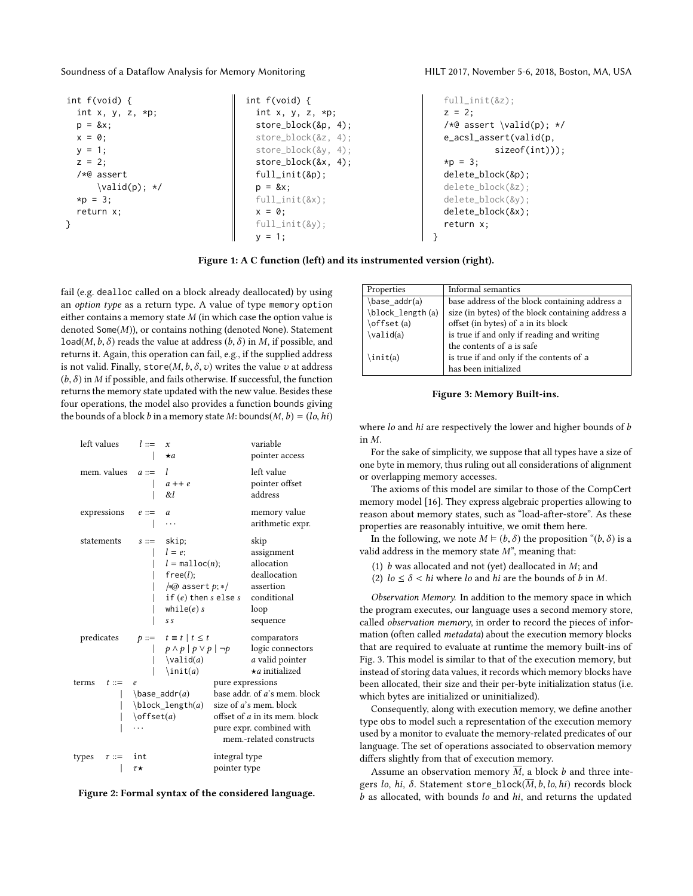```c
int f(void) {
  int x, y, z, *p;
  p = &x;
  x = 0;
  y = 1;
  z = 2;
  /*@ assert
      \valid(p); */
  *p = 3;
  return x;
}
```

```c
int f(void) {
  int x, y, z, *p;
  store_block(&p, 4);
  store_block(&z, 4);
  store_block(&y, 4);
  store_block(&x, 4);
  full_init(&p);
  p = &x;
  full_init(&x);
  x = 0;
  full_init(&y);
  y = 1;
  full_init(&z);
  z = 2;
  /*@ assert \valid(p); */
  e_acsl_assert(valid(p,
          sizeof(int)));
  *p = 3;
  delete_block(&p);
  delete_block(&z);
  delete_block(&y);
  delete_block(&x);
  return x;
}
```

**Figure 1: A C function (left) and its instrumented version (right).**

fail (e.g. dealloc called on a block already deallocated) by using an *option type* as a return type. A value of type memory option either contains a memory state $M$ (in which case the option value is denoted Some($M$)), or contains nothing (denoted None). Statement load($M, b, \delta$) reads the value at address $(b, \delta)$ in $M$, if possible, and returns it. Again, this operation can fail, e.g., if the supplied address is not valid. Finally, store($M, b, \delta, v$) writes the value $v$ at address $(b, \delta)$ in $M$ if possible, and fails otherwise. If successful, the function returns the memory state updated with the new value. Besides these four operations, the model also provides a function bounds giving the bounds of a block $b$ in a memory state $M$: bounds$(M, b) = (lo, hi)$ where $lo$ and $hi$ are respectively the lower and higher bounds of $b$ in $M$.

| | | | |
|---|---|---|---|
| left values | $l$ ::= | $x$ | variable |
| | \| | $\star a$ | pointer access |
| mem. values | $a$ ::= | $l$ | left value |
| | \| | $a$ ++ $e$ | pointer offset |
| | \| | $\&l$ | address |
| expressions | $e$ ::= | $a$ | memory value |
| | \| | ... | arithmetic expr. |
| statements | $s$ ::= | skip; | skip |
| | \| | $l = e$; | assignment |
| | \| | $l$ = malloc($n$); | allocation |
| | \| | free($l$); | deallocation |
| | \| | /*@ assert $p$; */ | assertion |
| | \| | if ($e$) then $s$ else $s$ | conditional |
| | \| | while($e$) $s$ | loop |
| | \| | $s\ s$ | sequence |
| predicates | $p$ ::= | $t \equiv t \mid t \leq t$ | comparators |
| | \| | $p \wedge p \mid p \vee p \mid \neg p$ | logic connectors |
| | \| | \valid($a$) | $a$ valid pointer |
| | \| | \init($a$) | $\star a$ initialized |
| terms | $t$ ::= | $e$ | pure expressions |
| | \| | \base_addr($a$) | base addr. of $a$'s mem. block |
| | \| | \block_length($a$) | size of $a$'s mem. block |
| | \| | \offset($a$) | offset of $a$ in its mem. block |
| | \| | ... | pure expr. combined with mem.-related constructs |
| types | $\tau$ ::= | int | integral type |
| | \| | $\tau\star$ | pointer type |

**Figure 2: Formal syntax of the considered language.**

| Properties | Informal semantics |
|---|---|
| \base_addr(a) | base address of the block containing address a |
| \block_length(a) | size (in bytes) of the block containing address a |
| \offset(a) | offset (in bytes) of a in its block |
| \valid(a) | is true if and only if reading and writing the contents of a is safe |
| \init(a) | is true if and only if the contents of a has been initialized |

**Figure 3: Memory Built-ins.**

For the sake of simplicity, we suppose that all types have a size of one byte in memory, thus ruling out all considerations of alignment or overlapping memory accesses.

The axioms of this model are similar to those of the CompCert memory model [16]. They express algebraic properties allowing to reason about memory states, such as "load-after-store". As these properties are reasonably intuitive, we omit them here.

In the following, we note $M \vDash (b, \delta)$ the proposition "$(b, \delta)$ is a valid address in the memory state $M$", meaning that:

(1) $b$ was allocated and not (yet) deallocated in $M$; and
(2) $lo \leq \delta < hi$ where $lo$ and $hi$ are the bounds of $b$ in $M$.

*Observation Memory.* In addition to the memory space in which the program executes, our language uses a second memory store, called *observation memory*, in order to record the pieces of information (often called *metadata*) about the execution memory blocks that are required to evaluate at runtime the memory built-ins of Fig. 3. This model is similar to that of the execution memory, but instead of storing data values, it records which memory blocks have been allocated, their size and their per-byte initialization status (i.e. which bytes are initialized or uninitialized).

Consequently, along with execution memory, we define another type obs to model such a representation of the execution memory used by a monitor to evaluate the memory-related predicates of our language. The set of operations associated to observation memory differs slightly from that of execution memory.

Assume an observation memory $\overline{M}$, a block $b$ and three integers $lo$, $hi$, $\delta$. Statement store_block($\overline{M}, b, lo, hi$) records block $b$ as allocated, with bounds $lo$ and $hi$, and returns the updated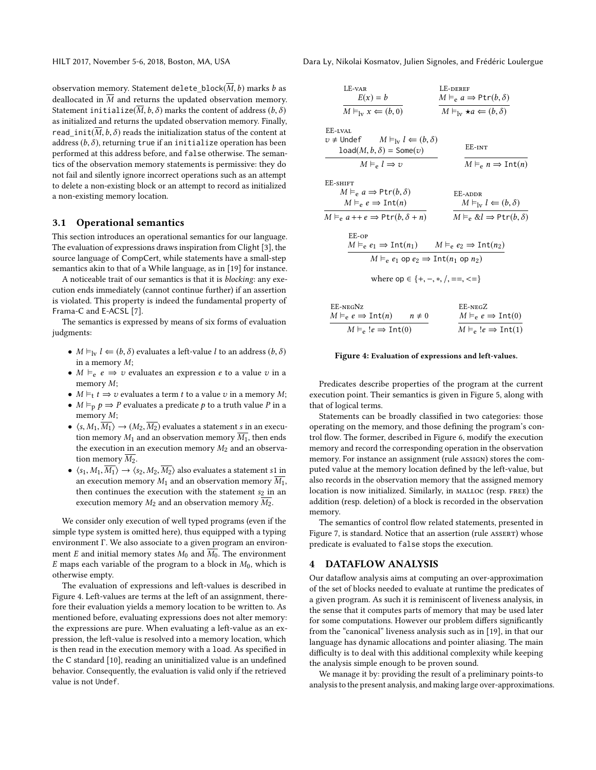observation memory. Statement delete_block($\overline{M}$, $b$) marks $b$ as deallocated in $\overline{M}$ and returns the updated observation memory. Statement initialize($\overline{M}$, $b$, $\delta$) marks the content of address $(b, \delta)$ as initialized and returns the updated observation memory. Finally, read_init($\overline{M}$, $b$, $\delta$) reads the initialization status of the content at address $(b, \delta)$, returning true if an initialize operation has been performed at this address before, and false otherwise. The semantics of the observation memory statements is permissive: they do not fail and silently ignore incorrect operations such as an attempt to delete a non-existing block or an attempt to record as initialized a non-existing memory location.

## 3.1 Operational semantics

This section introduces an operational semantics for our language. The evaluation of expressions draws inspiration from Clight [3], the source language of CompCert, while statements have a small-step semantics akin to that of a While language, as in [19] for instance.

A noticeable trait of our semantics is that it is *blocking*: any execution ends immediately (cannot continue further) if an assertion is violated. This property is indeed the fundamental property of Frama-C and E-ACSL [7].

The semantics is expressed by means of six forms of evaluation judgments:

- $M \vDash_{lv} l \Leftarrow (b, \delta)$ evaluates a left-value $l$ to an address $(b, \delta)$ in a memory $M$;
- $M \vDash_{e} e \Rightarrow v$ evaluates an expression $e$ to a value $v$ in a memory $M$;
- $M \vDash_{t} t \Rightarrow v$ evaluates a term $t$ to a value $v$ in a memory $M$;
- $M \vDash_{p} p \Rightarrow P$ evaluates a predicate $p$ to a truth value $P$ in a memory $M$;
- $\langle s, M_1, \overline{M_1} \rangle \rightarrow (M_2, \overline{M_2})$ evaluates a statement $s$ in an execution memory $M_1$ and an observation memory $\overline{M_1}$, then ends the execution in an execution memory $M_2$ and an observation memory $\overline{M_2}$.
- $\langle s_1, M_1, \overline{M_1} \rangle \rightarrow \langle s_2, M_2, \overline{M_2} \rangle$ also evaluates a statement $s1$ in an execution memory $M_1$ and an observation memory $\overline{M_1}$, then continues the execution with the statement $s_2$ in an execution memory $M_2$ and an observation memory $\overline{M_2}$.

We consider only execution of well typed programs (even if the simple type system is omitted here), thus equipped with a typing environment $\Gamma$. We also associate to a given program an environment $E$ and initial memory states $M_0$ and $\overline{M_0}$. The environment $E$ maps each variable of the program to a block in $M_0$, which is otherwise empty.

The evaluation of expressions and left-values is described in Figure 4. Left-values are terms at the left of an assignment, therefore their evaluation yields a memory location to be written to. As mentioned before, evaluating expressions does not alter memory: the expressions are pure. When evaluating a left-value as an expression, the left-value is resolved into a memory location, which is then read in the execution memory with a load. As specified in the C standard [10], reading an uninitialized value is an undefined behavior. Consequently, the evaluation is valid only if the retrieved value is not Undef.

$$\textsc{LE-var}\quad \frac{E(x) = b}{M \vDash_{lv} x \Leftarrow (b, 0)} \qquad \textsc{LE-deref}\quad \frac{M \vDash_{e} a \Rightarrow \mathtt{Ptr}(b, \delta)}{M \vDash_{lv} \star a \Leftarrow (b, \delta)}$$

$$\textsc{EE-lval}\quad \frac{v \neq \mathtt{Undef} \quad M \vDash_{lv} l \Leftarrow (b, \delta) \quad \mathtt{load}(M, b, \delta) = \mathtt{Some}(v)}{M \vDash_{e} l \Rightarrow v} \qquad \textsc{EE-int}\quad \frac{}{M \vDash_{e} n \Rightarrow \mathtt{Int}(n)}$$

$$\textsc{EE-shift}\quad \frac{M \vDash_{e} a \Rightarrow \mathtt{Ptr}(b, \delta) \quad M \vDash_{e} e \Rightarrow \mathtt{Int}(n)}{M \vDash_{e} a \mathbin{++} e \Rightarrow \mathtt{Ptr}(b, \delta + n)} \qquad \textsc{EE-addr}\quad \frac{M \vDash_{lv} l \Leftarrow (b, \delta)}{M \vDash_{e} \&l \Rightarrow \mathtt{Ptr}(b, \delta)}$$

$$\textsc{EE-op}\quad \frac{M \vDash_{e} e_1 \Rightarrow \mathtt{Int}(n_1) \quad M \vDash_{e} e_2 \Rightarrow \mathtt{Int}(n_2)}{M \vDash_{e} e_1 \ \mathsf{op}\ e_2 \Rightarrow \mathtt{Int}(n_1\ \mathsf{op}\ n_2)}$$

$$\text{where } \mathsf{op} \in \{+, -, *, /, ==, <=\}$$

$$\textsc{EE-negNz}\quad \frac{M \vDash_{e} e \Rightarrow \mathtt{Int}(n) \quad n \neq 0}{M \vDash_{e} !e \Rightarrow \mathtt{Int}(0)} \qquad \textsc{EE-negZ}\quad \frac{M \vDash_{e} e \Rightarrow \mathtt{Int}(0)}{M \vDash_{e} !e \Rightarrow \mathtt{Int}(1)}$$

**Figure 4: Evaluation of expressions and left-values.**

Predicates describe properties of the program at the current execution point. Their semantics is given in Figure 5, along with that of logical terms.

Statements can be broadly classified in two categories: those operating on the memory, and those defining the program's control flow. The former, described in Figure 6, modify the execution memory and record the corresponding operation in the observation memory. For instance an assignment (rule ASSIGN) stores the computed value at the memory location defined by the left-value, but also records in the observation memory that the assigned memory location is now initialized. Similarly, in MALLOC (resp. FREE) the addition (resp. deletion) of a block is recorded in the observation memory.

The semantics of control flow related statements, presented in Figure 7, is standard. Notice that an assertion (rule ASSERT) whose predicate is evaluated to false stops the execution.

# 4 DATAFLOW ANALYSIS

Our dataflow analysis aims at computing an over-approximation of the set of blocks needed to evaluate at runtime the predicates of a given program. As such it is reminiscent of liveness analysis, in the sense that it computes parts of memory that may be used later for some computations. However our problem differs significantly from the "canonical" liveness analysis such as in [19], in that our language has dynamic allocations and pointer aliasing. The main difficulty is to deal with this additional complexity while keeping the analysis simple enough to be proven sound.

We manage it by: providing the result of a preliminary points-to analysis to the present analysis, and making large over-approximations.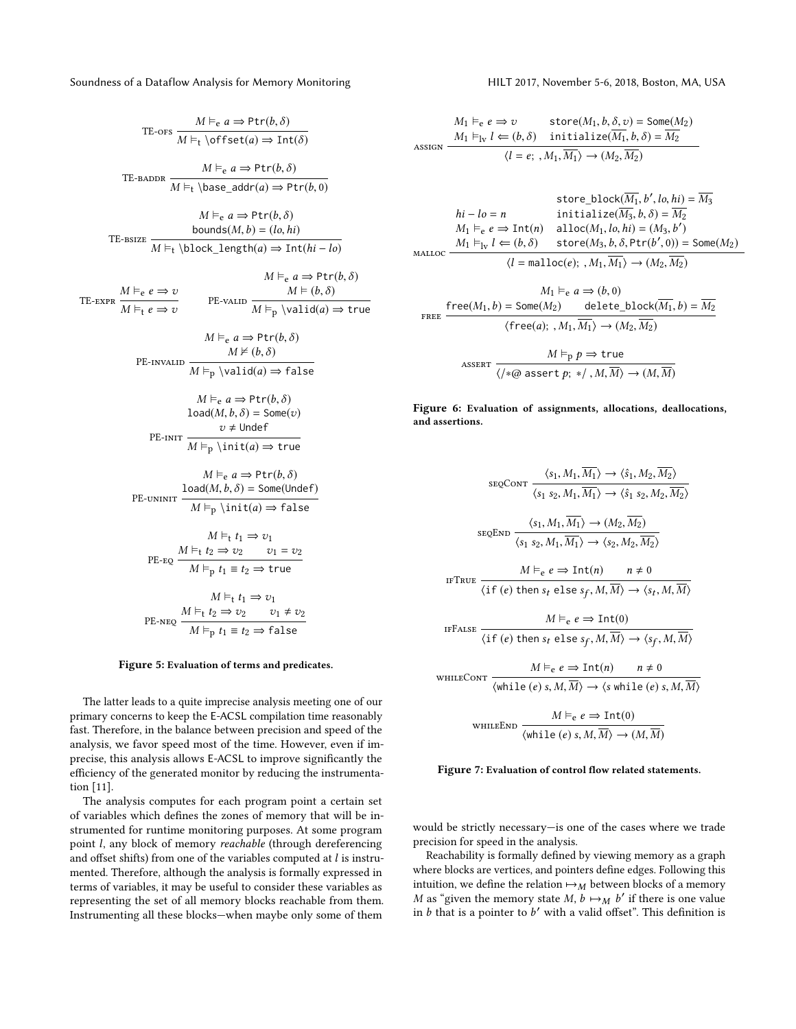$$\text{TE-OFS}\ \frac{M \vDash_e a \Rightarrow \mathtt{Ptr}(b, \delta)}{M \vDash_t \mathtt{\backslash offset}(a) \Rightarrow \mathtt{Int}(\delta)}$$

$$\text{TE-BADDR}\ \frac{M \vDash_e a \Rightarrow \mathtt{Ptr}(b, \delta)}{M \vDash_t \mathtt{\backslash base\_addr}(a) \Rightarrow \mathtt{Ptr}(b, 0)}$$

$$\text{TE-BSIZE}\ \frac{M \vDash_e a \Rightarrow \mathtt{Ptr}(b, \delta) \quad \mathtt{bounds}(M, b) = (lo, hi)}{M \vDash_t \mathtt{\backslash block\_length}(a) \Rightarrow \mathtt{Int}(hi - lo)}$$

$$\text{TE-EXPR}\ \frac{M \vDash_e e \Rightarrow v}{M \vDash_t e \Rightarrow v} \qquad \text{PE-VALID}\ \frac{M \vDash_e a \Rightarrow \mathtt{Ptr}(b, \delta) \quad M \vDash (b, \delta)}{M \vDash_p \mathtt{\backslash valid}(a) \Rightarrow \mathtt{true}}$$

$$\text{PE-INVALID}\ \frac{M \vDash_e a \Rightarrow \mathtt{Ptr}(b, \delta) \quad M \nvDash (b, \delta)}{M \vDash_p \mathtt{\backslash valid}(a) \Rightarrow \mathtt{false}}$$

$$\text{PE-INIT}\ \frac{M \vDash_e a \Rightarrow \mathtt{Ptr}(b, \delta) \quad \mathtt{load}(M, b, \delta) = \mathtt{Some}(v) \quad v \neq \mathtt{Undef}}{M \vDash_p \mathtt{\backslash init}(a) \Rightarrow \mathtt{true}}$$

$$\text{PE-UNINIT}\ \frac{M \vDash_e a \Rightarrow \mathtt{Ptr}(b, \delta) \quad \mathtt{load}(M, b, \delta) = \mathtt{Some}(\mathtt{Undef})}{M \vDash_p \mathtt{\backslash init}(a) \Rightarrow \mathtt{false}}$$

$$\text{PE-EQ}\ \frac{M \vDash_t t_1 \Rightarrow v_1 \quad M \vDash_t t_2 \Rightarrow v_2 \quad v_1 = v_2}{M \vDash_p t_1 \equiv t_2 \Rightarrow \mathtt{true}}$$

$$\text{PE-NEQ}\ \frac{M \vDash_t t_1 \Rightarrow v_1 \quad M \vDash_t t_2 \Rightarrow v_2 \quad v_1 \neq v_2}{M \vDash_p t_1 \equiv t_2 \Rightarrow \mathtt{false}}$$

**Figure 5: Evaluation of terms and predicates.**

The latter leads to a quite imprecise analysis meeting one of our primary concerns to keep the E-ACSL compilation time reasonably fast. Therefore, in the balance between precision and speed of the analysis, we favor speed most of the time. However, even if imprecise, this analysis allows E-ACSL to improve significantly the efficiency of the generated monitor by reducing the instrumentation [11].

The analysis computes for each program point a certain set of variables which defines the zones of memory that will be instrumented for runtime monitoring purposes. At some program point $l$, any block of memory *reachable* (through dereferencing and offset shifts) from one of the variables computed at $l$ is instrumented. Therefore, although the analysis is formally expressed in terms of variables, it may be useful to consider these variables as representing the set of all memory blocks reachable from them. Instrumenting all these blocks—when maybe only some of them

$$\text{ASSIGN}\ \frac{M_1 \vDash_e e \Rightarrow v \quad \mathtt{store}(M_1, b, \delta, v) = \mathtt{Some}(M_2) \quad M_1 \vDash_{lv} l \Leftarrow (b, \delta) \quad \mathtt{initialize}(\overline{M_1}, b, \delta) = \overline{M_2}}{\langle l = e;\ , M_1, \overline{M_1} \rangle \rightarrow (M_2, \overline{M_2})}$$

$$\text{MALLOC}\ \frac{\begin{array}{ll} & \mathtt{store\_block}(\overline{M_1}, b', lo, hi) = \overline{M_3} \\ hi - lo = n & \mathtt{initialize}(\overline{M_3}, b, \delta) = \overline{M_2} \\ M_1 \vDash_e e \Rightarrow \mathtt{Int}(n) & \mathtt{alloc}(M_1, lo, hi) = (M_3, b') \\ M_1 \vDash_{lv} l \Leftarrow (b, \delta) & \mathtt{store}(M_3, b, \delta, \mathtt{Ptr}(b', 0)) = \mathtt{Some}(M_2) \end{array}}{\langle l = \mathtt{malloc}(e);\ , M_1, \overline{M_1} \rangle \rightarrow (M_2, \overline{M_2})}$$

$$\text{FREE}\ \frac{M_1 \vDash_e a \Rightarrow (b, 0) \quad \mathtt{free}(M_1, b) = \mathtt{Some}(M_2) \quad \mathtt{delete\_block}(\overline{M_1}, b) = \overline{M_2}}{\langle \mathtt{free}(a);\ , M_1, \overline{M_1} \rangle \rightarrow (M_2, \overline{M_2})}$$

$$\text{ASSERT}\ \frac{M \vDash_p p \Rightarrow \mathtt{true}}{\langle /{*}@\ \mathtt{assert}\ p;\ {*}/\ , M, \overline{M} \rangle \rightarrow (M, \overline{M})}$$

**Figure 6: Evaluation of assignments, allocations, deallocations, and assertions.**

$$\text{SEQCONT}\ \frac{\langle s_1, M_1, \overline{M_1} \rangle \rightarrow \langle \hat{s}_1, M_2, \overline{M_2} \rangle}{\langle s_1\ s_2, M_1, \overline{M_1} \rangle \rightarrow \langle \hat{s}_1\ s_2, M_2, \overline{M_2} \rangle}$$

$$\text{SEQEND}\ \frac{\langle s_1, M_1, \overline{M_1} \rangle \rightarrow (M_2, \overline{M_2})}{\langle s_1\ s_2, M_1, \overline{M_1} \rangle \rightarrow \langle s_2, M_2, \overline{M_2} \rangle}$$

$$\text{IFTRUE}\ \frac{M \vDash_e e \Rightarrow \mathtt{Int}(n) \quad n \neq 0}{\langle \mathtt{if}\ (e)\ \mathtt{then}\ s_t\ \mathtt{else}\ s_f, M, \overline{M} \rangle \rightarrow \langle s_t, M, \overline{M} \rangle}$$

$$\text{IFFALSE}\ \frac{M \vDash_e e \Rightarrow \mathtt{Int}(0)}{\langle \mathtt{if}\ (e)\ \mathtt{then}\ s_t\ \mathtt{else}\ s_f, M, \overline{M} \rangle \rightarrow \langle s_f, M, \overline{M} \rangle}$$

$$\text{WHILECONT}\ \frac{M \vDash_e e \Rightarrow \mathtt{Int}(n) \quad n \neq 0}{\langle \mathtt{while}\ (e)\ s, M, \overline{M} \rangle \rightarrow \langle s\ \mathtt{while}\ (e)\ s, M, \overline{M} \rangle}$$

$$\text{WHILEEND}\ \frac{M \vDash_e e \Rightarrow \mathtt{Int}(0)}{\langle \mathtt{while}\ (e)\ s, M, \overline{M} \rangle \rightarrow (M, \overline{M})}$$

**Figure 7: Evaluation of control flow related statements.**

would be strictly necessary—is one of the cases where we trade precision for speed in the analysis.

Reachability is formally defined by viewing memory as a graph where blocks are vertices, and pointers define edges. Following this intuition, we define the relation $\mapsto_M$ between blocks of a memory $M$ as "given the memory state $M$, $b \mapsto_M b'$ if there is one value in $b$ that is a pointer to $b'$ with a valid offset". This definition is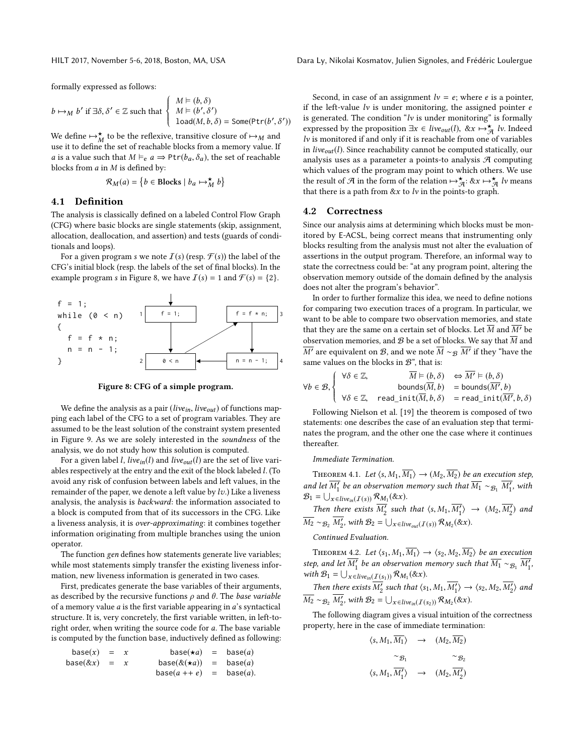formally expressed as follows:

$$b \mapsto_M b' \text{ if } \exists \delta, \delta' \in \mathbb{Z} \text{ such that } \begin{cases} M \models (b, \delta) \\ M \models (b', \delta') \\ \texttt{load}(M, b, \delta) = \texttt{Some}(\texttt{Ptr}(b', \delta')) \end{cases}$$

We define $\mapsto_M^\star$ to be the reflexive, transitive closure of $\mapsto_M$ and use it to define the set of reachable blocks from a memory value. If $a$ is a value such that $M \models_e a \Rightarrow \texttt{Ptr}(b_a, \delta_a)$, the set of reachable blocks from $a$ in $M$ is defined by:

$$\mathcal{R}_M(a) = \left\{ b \in \textbf{Blocks} \mid b_a \mapsto_M^\star b \right\}$$

## 4.1 Definition

The analysis is classically defined on a labeled Control Flow Graph (CFG) where basic blocks are single statements (skip, assignment, allocation, deallocation, and assertion) and tests (guards of conditionals and loops).

For a given program $s$ we note $\mathcal{I}(s)$ (resp. $\mathcal{F}(s)$) the label of the CFG's initial block (resp. the labels of the set of final blocks). In the example program $s$ in Figure 8, we have $\mathcal{I}(s) = 1$ and $\mathcal{F}(s) = \{2\}$.

```
f = 1;
while (0 < n)
{
  f = f * n;
  n = n - 1;
}
```

Figure 8: CFG of a simple program.

We define the analysis as a pair $(live_{in}, live_{out})$ of functions mapping each label of the CFG to a set of program variables. They are assumed to be the least solution of the constraint system presented in Figure 9. As we are solely interested in the *soundness* of the analysis, we do not study how this solution is computed.

For a given label $l$, $live_{in}(l)$ and $live_{out}(l)$ are the set of live variables respectively at the entry and the exit of the block labeled $l$. (To avoid any risk of confusion between labels and left values, in the remainder of the paper, we denote a left value by $lv$.) Like a liveness analysis, the analysis is *backward*: the information associated to a block is computed from that of its successors in the CFG. Like a liveness analysis, it is *over-approximating*: it combines together information originating from multiple branches using the union operator.

The function *gen* defines how statements generate live variables; while most statements simply transfer the existing liveness information, new liveness information is generated in two cases.

First, predicates generate the base variables of their arguments, as described by the recursive functions $\rho$ and $\theta$. The *base variable* of a memory value $a$ is the first variable appearing in $a$'s syntactical structure. It is, very concretely, the first variable written, in left-to-right order, when writing the source code for $a$. The base variable is computed by the function base, inductively defined as following:

$$\begin{aligned} \mathsf{base}(x) &= x & \mathsf{base}(\star a) &= \mathsf{base}(a) \\ \mathsf{base}(\&x) &= x & \mathsf{base}(\&(\star a)) &= \mathsf{base}(a) \\ & & \mathsf{base}(a +\!\!+\, e) &= \mathsf{base}(a). \end{aligned}$$

Second, in case of an assignment $lv = e$; where $e$ is a pointer, if the left-value $lv$ is under monitoring, the assigned pointer $e$ is generated. The condition "$lv$ is under monitoring" is formally expressed by the proposition $\exists x \in live_{out}(l),\ \&x \mapsto_{\mathcal{A}}^\star lv$. Indeed $lv$ is monitored if and only if it is reachable from one of variables in $live_{out}(l)$. Since reachability cannot be computed statically, our analysis uses as a parameter a points-to analysis $\mathcal{A}$ computing which values of the program may point to which others. We use the result of $\mathcal{A}$ in the form of the relation $\mapsto_{\mathcal{A}}^\star$: $\&x \mapsto_{\mathcal{A}}^\star lv$ means that there is a path from $\&x$ to $lv$ in the points-to graph.

## 4.2 Correctness

Since our analysis aims at determining which blocks must be monitored by E-ACSL, being correct means that instrumenting only blocks resulting from the analysis must not alter the evaluation of assertions in the output program. Therefore, an informal way to state the correctness could be: "at any program point, altering the observation memory outside of the domain defined by the analysis does not alter the program's behavior".

In order to further formalize this idea, we need to define notions for comparing two execution traces of a program. In particular, we want to be able to compare two observation memories, and state that they are the same on a certain set of blocks. Let $\overline{M}$ and $\overline{M'}$ be observation memories, and $\mathcal{B}$ be a set of blocks. We say that $\overline{M}$ and $\overline{M'}$ are equivalent on $\mathcal{B}$, and we note $\overline{M} \sim_{\mathcal{B}} \overline{M'}$ if they "have the same values on the blocks in $\mathcal{B}$", that is:

$$\forall b \in \mathcal{B}, \begin{cases} \forall \delta \in \mathbb{Z}, & \overline{M} \models (b, \delta) \quad \Leftrightarrow \overline{M'} \models (b, \delta) \\ & \mathsf{bounds}(\overline{M}, b) \quad = \mathsf{bounds}(\overline{M'}, b) \\ \forall \delta \in \mathbb{Z}, & \texttt{read\_init}(\overline{M}, b, \delta) \quad = \texttt{read\_init}(\overline{M'}, b, \delta) \end{cases}$$

Following Nielson et al. [19] the theorem is composed of two statements: one describes the case of an evaluation step that terminates the program, and the other one the case where it continues thereafter.

*Immediate Termination.*

Theorem 4.1. *Let $\langle s, M_1, \overline{M_1} \rangle \rightarrow (M_2, \overline{M_2})$ be an execution step, and let $\overline{M_1'}$ be an observation memory such that $\overline{M_1} \sim_{\mathcal{B}_1} \overline{M_1'}$, with $\mathcal{B}_1 = \bigcup_{x \in live_{in}(\mathcal{I}(s))} \mathcal{R}_{M_1}(\&x)$.*

*Then there exists $\overline{M_2'}$ such that $\langle s, M_1, \overline{M_1'} \rangle \rightarrow (M_2, \overline{M_2'})$ and $\overline{M_2} \sim_{\mathcal{B}_2} \overline{M_2'}$, with $\mathcal{B}_2 = \bigcup_{x \in live_{out}(\mathcal{I}(s))} \mathcal{R}_{M_2}(\&x)$.*

*Continued Evaluation.*

Theorem 4.2. *Let $\langle s_1, M_1, \overline{M_1} \rangle \rightarrow \langle s_2, M_2, \overline{M_2} \rangle$ be an execution step, and let $\overline{M_1'}$ be an observation memory such that $\overline{M_1} \sim_{\mathcal{B}_1} \overline{M_1'}$, with $\mathcal{B}_1 = \bigcup_{x \in live_{in}(\mathcal{I}(s_1))} \mathcal{R}_{M_1}(\&x)$.*

*Then there exists $\overline{M_2'}$ such that $\langle s_1, M_1, \overline{M_1'} \rangle \rightarrow \langle s_2, M_2, \overline{M_2'} \rangle$ and $\overline{M_2} \sim_{\mathcal{B}_2} \overline{M_2'}$, with $\mathcal{B}_2 = \bigcup_{x \in live_{in}(\mathcal{I}(s_2))} \mathcal{R}_{M_2}(\&x)$.*

The following diagram gives a visual intuition of the correctness property, here in the case of immediate termination:

$$\begin{array}{ccc} \langle s, M_1, \overline{M_1} \rangle & \rightarrow & (M_2, \overline{M_2}) \\ \sim_{\mathcal{B}_1} & & \sim_{\mathcal{B}_2} \\ \langle s, M_1, \overline{M_1'} \rangle & \rightarrow & (M_2, \overline{M_2'}) \end{array}$$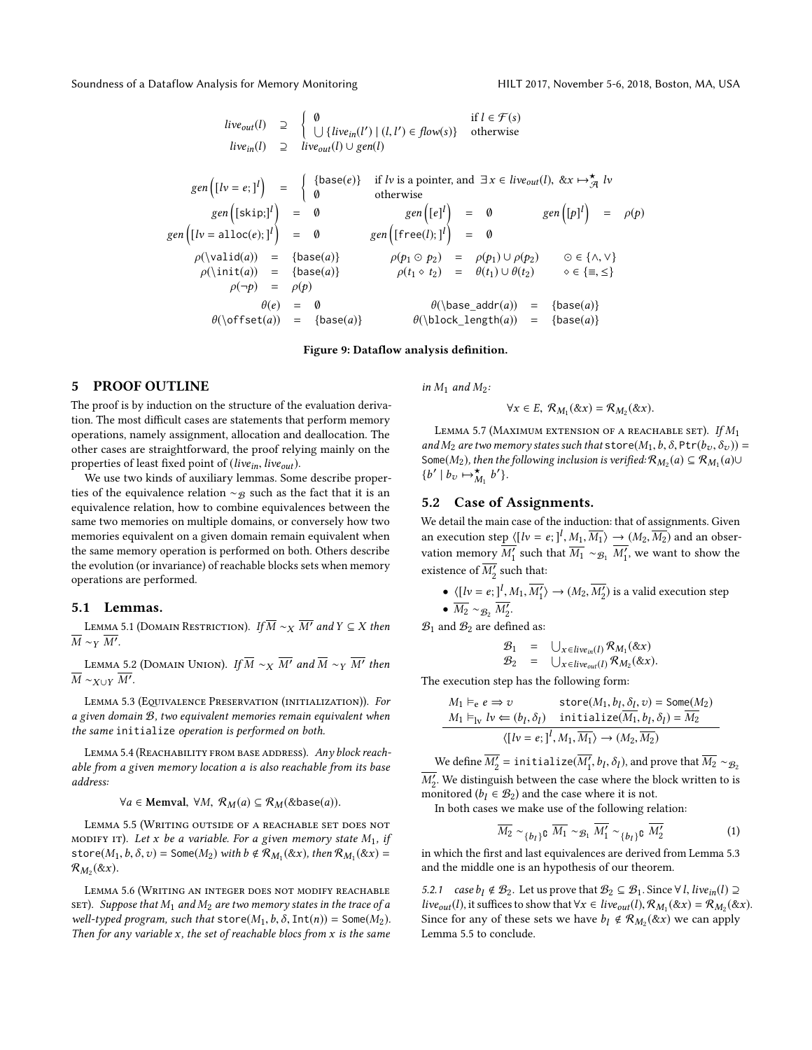$$
\begin{array}{rcl}
live_{out}(l) & \supseteq & \left\{ \begin{array}{ll} \emptyset & \text{if } l \in \mathcal{F}(s) \\ \bigcup \{live_{in}(l') \mid (l,l') \in flow(s)\} & \text{otherwise} \end{array} \right. \\
live_{in}(l) & \supseteq & live_{out}(l) \cup gen(l)
\end{array}
$$

$$
gen\left([lv = e;]^l\right) = \left\{ \begin{array}{ll} \{\mathsf{base}(e)\} & \text{if } lv \text{ is a pointer, and } \exists\, x \in live_{out}(l),\ \&x \mapsto^{\star}_{\mathcal{A}} lv \\ \emptyset & \text{otherwise} \end{array} \right.
$$

$$
gen\left([\mathsf{skip};]^l\right) = \emptyset \qquad gen\left([e]^l\right) = \emptyset \qquad gen\left([p]^l\right) = \rho(p)
$$

$$
gen\left([lv = \mathsf{alloc}(e);]^l\right) = \emptyset \qquad gen\left([\mathsf{free}(l);]^l\right) = \emptyset
$$

$$
\begin{array}{rclcrcll}
\rho(\backslash\mathsf{valid}(a)) & = & \{\mathsf{base}(a)\} & & \rho(p_1 \odot p_2) & = & \rho(p_1) \cup \rho(p_2) & \odot \in \{\wedge, \vee\} \\
\rho(\backslash\mathsf{init}(a)) & = & \{\mathsf{base}(a)\} & & \rho(t_1 \diamond t_2) & = & \theta(t_1) \cup \theta(t_2) & \diamond \in \{\equiv, \leq\} \\
\rho(\neg p) & = & \rho(p) & & & & &
\end{array}
$$

$$
\begin{array}{rclcrcl}
\theta(e) & = & \emptyset & & \theta(\backslash\mathsf{base\_addr}(a)) & = & \{\mathsf{base}(a)\} \\
\theta(\backslash\mathsf{offset}(a)) & = & \{\mathsf{base}(a)\} & & \theta(\backslash\mathsf{block\_length}(a)) & = & \{\mathsf{base}(a)\}
\end{array}
$$

**Figure 9: Dataflow analysis definition.**

## 5 PROOF OUTLINE

The proof is by induction on the structure of the evaluation derivation. The most difficult cases are statements that perform memory operations, namely assignment, allocation and deallocation. The other cases are straightforward, the proof relying mainly on the properties of least fixed point of $(live_{in}, live_{out})$.

We use two kinds of auxiliary lemmas. Some describe properties of the equivalence relation $\sim_{\mathcal{B}}$ such as the fact that it is an equivalence relation, how to combine equivalences between the same two memories on multiple domains, or conversely how two memories equivalent on a given domain remain equivalent when the same memory operation is performed on both. Others describe the evolution (or invariance) of reachable blocks sets when memory operations are performed.

### 5.1 Lemmas.

Lemma 5.1 (Domain Restriction). *If $\overline{M} \sim_X \overline{M'}$ and $Y \subseteq X$ then $\overline{M} \sim_Y \overline{M'}$.*

Lemma 5.2 (Domain Union). *If $\overline{M} \sim_X \overline{M'}$ and $\overline{M} \sim_Y \overline{M'}$ then $\overline{M} \sim_{X \cup Y} \overline{M'}$.*

Lemma 5.3 (Equivalence Preservation (initialization)). *For a given domain $\mathcal{B}$, two equivalent memories remain equivalent when the same* initialize *operation is performed on both.*

Lemma 5.4 (Reachability from base address). *Any block reachable from a given memory location a is also reachable from its base address:*

$$\forall a \in \mathbf{Memval},\ \forall M,\ \mathcal{R}_M(a) \subseteq \mathcal{R}_M(\&\mathsf{base}(a)).$$

Lemma 5.5 (Writing outside of a reachable set does not modify it). *Let x be a variable. For a given memory state $M_1$, if $\mathsf{store}(M_1, b, \delta, v) = \mathsf{Some}(M_2)$ with $b \notin \mathcal{R}_{M_1}(\&x)$, then $\mathcal{R}_{M_1}(\&x) = \mathcal{R}_{M_2}(\&x)$.*

Lemma 5.6 (Writing an integer does not modify reachable set). *Suppose that $M_1$ and $M_2$ are two memory states in the trace of a well-typed program, such that $\mathsf{store}(M_1, b, \delta, \mathsf{Int}(n)) = \mathsf{Some}(M_2)$. Then for any variable x, the set of reachable blocs from x is the same in $M_1$ and $M_2$:*

$$\forall x \in E,\ \mathcal{R}_{M_1}(\&x) = \mathcal{R}_{M_2}(\&x).$$

Lemma 5.7 (Maximum extension of a reachable set). *If $M_1$ and $M_2$ are two memory states such that $\mathsf{store}(M_1, b, \delta, \mathsf{Ptr}(b_v, \delta_v)) = \mathsf{Some}(M_2)$, then the following inclusion is verified: $\mathcal{R}_{M_2}(a) \subseteq \mathcal{R}_{M_1}(a) \cup \{b' \mid b_v \mapsto^{\star}_{M_1} b'\}$.*

### 5.2 Case of Assignments.

We detail the main case of the induction: that of assignments. Given an execution step $\langle [lv = e;]^l, M_1, \overline{M_1} \rangle \rightarrow (M_2, \overline{M_2})$ and an observation memory $\overline{M_1'}$ such that $\overline{M_1} \sim_{\mathcal{B}_1} \overline{M_1'}$, we want to show the existence of $\overline{M_2'}$ such that:

- $\langle [lv = e;]^l, M_1, \overline{M_1'} \rangle \rightarrow (M_2, \overline{M_2'})$ is a valid execution step
- $\overline{M_2} \sim_{\mathcal{B}_2} \overline{M_2'}$.

$\mathcal{B}_1$ and $\mathcal{B}_2$ are defined as:

$$
\begin{array}{rcl}
\mathcal{B}_1 & = & \bigcup_{x \in live_{in}(l)} \mathcal{R}_{M_1}(\&x) \\
\mathcal{B}_2 & = & \bigcup_{x \in live_{out}(l)} \mathcal{R}_{M_2}(\&x).
\end{array}
$$

The execution step has the following form:

$$
\frac{\begin{array}{ll} M_1 \vDash_e e \Rightarrow v & \mathsf{store}(M_1, b_l, \delta_l, v) = \mathsf{Some}(M_2) \\ M_1 \vDash_{lv} lv \Leftarrow (b_l, \delta_l) & \mathsf{initialize}(\overline{M_1}, b_l, \delta_l) = \overline{M_2} \end{array}}{\langle [lv = e;]^l, M_1, \overline{M_1} \rangle \rightarrow (M_2, \overline{M_2})}
$$

We define $\overline{M_2'} = \mathsf{initialize}(\overline{M_1'}, b_l, \delta_l)$, and prove that $\overline{M_2} \sim_{\mathcal{B}_2} \overline{M_2'}$. We distinguish between the case where the block written to is monitored ($b_l \in \mathcal{B}_2$) and the case where it is not.

In both cases we make use of the following relation:

$$\overline{M_2} \sim_{\{b_l\}^\complement} \overline{M_1} \sim_{\mathcal{B}_1} \overline{M_1'} \sim_{\{b_l\}^\complement} \overline{M_2'} \tag{1}$$

in which the first and last equivalences are derived from Lemma 5.3 and the middle one is an hypothesis of our theorem.

*5.2.1 case $b_l \notin \mathcal{B}_2$.* Let us prove that $\mathcal{B}_2 \subseteq \mathcal{B}_1$. Since $\forall\, l,\ live_{in}(l) \supseteq live_{out}(l)$, it suffices to show that $\forall x \in live_{out}(l), \mathcal{R}_{M_1}(\&x) = \mathcal{R}_{M_2}(\&x)$. Since for any of these sets we have $b_l \notin \mathcal{R}_{M_2}(\&x)$ we can apply Lemma 5.5 to conclude.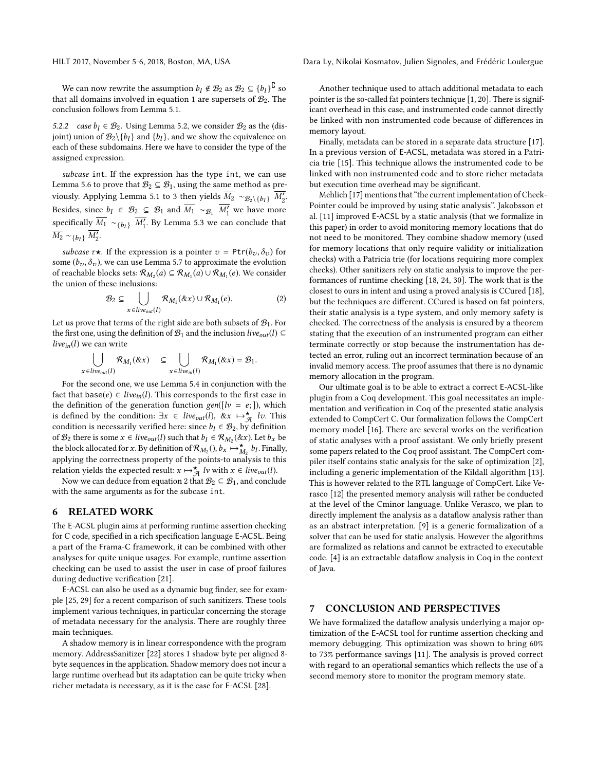We can now rewrite the assumption $b_l \notin \mathcal{B}_2$ as $\mathcal{B}_2 \subseteq \{b_l\}^{\complement}$ so that all domains involved in equation 1 are supersets of $\mathcal{B}_2$. The conclusion follows from Lemma 5.1.

#### 5.2.2 case $b_l \in \mathcal{B}_2$.

Using Lemma 5.2, we consider $\mathcal{B}_2$ as the (disjoint) union of $\mathcal{B}_2 \backslash \{b_l\}$ and $\{b_l\}$, and we show the equivalence on each of these subdomains. Here we have to consider the type of the assigned expression.

*subcase* `int`. If the expression has the type `int`, we can use Lemma 5.6 to prove that $\mathcal{B}_2 \subseteq \mathcal{B}_1$, using the same method as previously. Applying Lemma 5.1 to 3 then yields $\overline{M_2} \sim_{\mathcal{B}_2 \backslash \{b_l\}} \overline{M_2'}$. Besides, since $b_l \in \mathcal{B}_2 \subseteq \mathcal{B}_1$ and $\overline{M_1} \sim_{\mathcal{B}_1} \overline{M_1'}$ we have more specifically $\overline{M_1} \sim_{\{b_l\}} \overline{M_1'}$. By Lemma 5.3 we can conclude that $\overline{M_2} \sim_{\{b_l\}} \overline{M_2'}$.

*subcase* $\tau\star$. If the expression is a pointer $v = \mathtt{Ptr}(b_v, \delta_v)$ for some $(b_v, \delta_v)$, we can use Lemma 5.7 to approximate the evolution of reachable blocks sets: $\mathcal{R}_{M_2}(a) \subseteq \mathcal{R}_{M_1}(a) \cup \mathcal{R}_{M_1}(e)$. We consider the union of these inclusions:

$$\mathcal{B}_2 \subseteq \bigcup_{x \in live_{out}(l)} \mathcal{R}_{M_1}(\&x) \cup \mathcal{R}_{M_1}(e). \tag{2}$$

Let us prove that terms of the right side are both subsets of $\mathcal{B}_1$. For the first one, using the definition of $\mathcal{B}_1$ and the inclusion $live_{out}(l) \subseteq live_{in}(l)$ we can write

$$\bigcup_{x \in live_{out}(l)} \mathcal{R}_{M_1}(\&x) \quad \subseteq \bigcup_{x \in live_{in}(l)} \mathcal{R}_{M_1}(\&x) = \mathcal{B}_1.$$

For the second one, we use Lemma 5.4 in conjunction with the fact that $\mathrm{base}(e) \in live_{in}(l)$. This corresponds to the first case in the definition of the generation function $gen([lv = e;])$, which is defined by the condition: $\exists x \in live_{out}(l),\ \&x \mapsto^{\star}_{\mathcal{A}} lv$. This condition is necessarily verified here: since $b_l \in \mathcal{B}_2$, by definition of $\mathcal{B}_2$ there is some $x \in live_{out}(l)$ such that $b_l \in \mathcal{R}_{M_2}(\&x)$. Let $b_x$ be the block allocated for $x$. By definition of $\mathcal{R}_{M_2}()$, $b_x \mapsto^{\star}_{M_2} b_l$. Finally, applying the correctness property of the points-to analysis to this relation yields the expected result: $x \mapsto^{\star}_{\mathcal{A}} lv$ with $x \in live_{out}(l)$.

Now we can deduce from equation 2 that $\mathcal{B}_2 \subseteq \mathcal{B}_1$, and conclude with the same arguments as for the subcase `int`.

## 6 RELATED WORK

The E-ACSL plugin aims at performing runtime assertion checking for C code, specified in a rich specification language E-ACSL. Being a part of the Frama-C framework, it can be combined with other analyses for quite unique usages. For example, runtime assertion checking can be used to assist the user in case of proof failures during deductive verification [21].

E-ACSL can also be used as a dynamic bug finder, see for example [25, 29] for a recent comparison of such sanitizers. These tools implement various techniques, in particular concerning the storage of metadata necessary for the analysis. There are roughly three main techniques.

A shadow memory is in linear correspondence with the program memory. AddressSanitizer [22] stores 1 shadow byte per aligned 8-byte sequences in the application. Shadow memory does not incur a large runtime overhead but its adaptation can be quite tricky when richer metadata is necessary, as it is the case for E-ACSL [28].

Another technique used to attach additional metadata to each pointer is the so-called fat pointers technique [1, 20]. There is significant overhead in this case, and instrumented code cannot directly be linked with non instrumented code because of differences in memory layout.

Finally, metadata can be stored in a separate data structure [17]. In a previous version of E-ACSL, metadata was stored in a Patricia trie [15]. This technique allows the instrumented code to be linked with non instrumented code and to store richer metadata but execution time overhead may be significant.

Mehlich [17] mentions that "the current implementation of CheckPointer could be improved by using static analysis". Jakobsson et al. [11] improved E-ACSL by a static analysis (that we formalize in this paper) in order to avoid monitoring memory locations that do not need to be monitored. They combine shadow memory (used for memory locations that only require validity or initialization checks) with a Patricia trie (for locations requiring more complex checks). Other sanitizers rely on static analysis to improve the performances of runtime checking [18, 24, 30]. The work that is the closest to ours in intent and using a proved analysis is CCured [18], but the techniques are different. CCured is based on fat pointers, their static analysis is a type system, and only memory safety is checked. The correctness of the analysis is ensured by a theorem stating that the execution of an instrumented program can either terminate correctly or stop because the instrumentation has detected an error, ruling out an incorrect termination because of an invalid memory access. The proof assumes that there is no dynamic memory allocation in the program.

Our ultimate goal is to be able to extract a correct E-ACSL-like plugin from a Coq development. This goal necessitates an implementation and verification in Coq of the presented static analysis extended to CompCert C. Our formalization follows the CompCert memory model [16]. There are several works on the verification of static analyses with a proof assistant. We only briefly present some papers related to the Coq proof assistant. The CompCert compiler itself contains static analysis for the sake of optimization [2], including a generic implementation of the Kildall algorithm [13]. This is however related to the RTL language of CompCert. Like Verasco [12] the presented memory analysis will rather be conducted at the level of the Cminor language. Unlike Verasco, we plan to directly implement the analysis as a dataflow analysis rather than as an abstract interpretation. [9] is a generic formalization of a solver that can be used for static analysis. However the algorithms are formalized as relations and cannot be extracted to executable code. [4] is an extractable dataflow analysis in Coq in the context of Java.

## 7 CONCLUSION AND PERSPECTIVES

We have formalized the dataflow analysis underlying a major optimization of the E-ACSL tool for runtime assertion checking and memory debugging. This optimization was shown to bring 60% to 73% performance savings [11]. The analysis is proved correct with regard to an operational semantics which reflects the use of a second memory store to monitor the program memory state.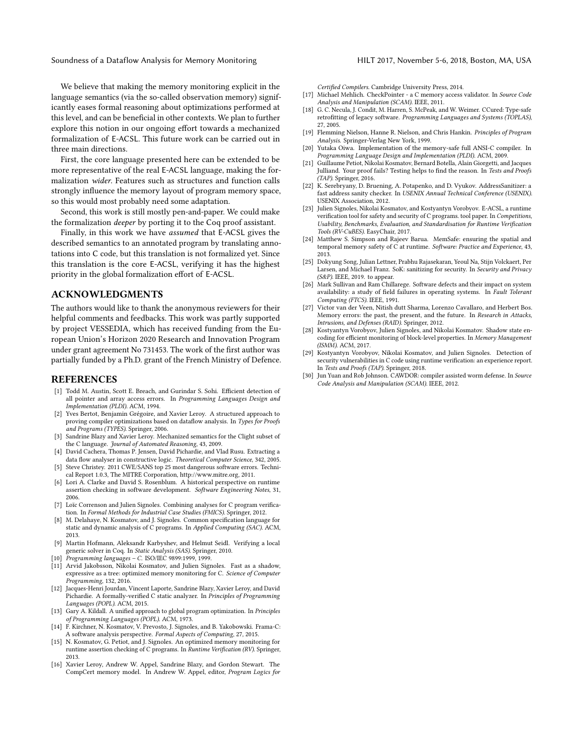We believe that making the memory monitoring explicit in the language semantics (via the so-called observation memory) significantly eases formal reasoning about optimizations performed at this level, and can be beneficial in other contexts. We plan to further explore this notion in our ongoing effort towards a mechanized formalization of E-ACSL. This future work can be carried out in three main directions.

First, the core language presented here can be extended to be more representative of the real E-ACSL language, making the formalization *wider*. Features such as structures and function calls strongly influence the memory layout of program memory space, so this would most probably need some adaptation.

Second, this work is still mostly pen-and-paper. We could make the formalization *deeper* by porting it to the Coq proof assistant.

Finally, in this work we have *assumed* that E-ACSL gives the described semantics to an annotated program by translating annotations into C code, but this translation is not formalized yet. Since this translation is the core E-ACSL, verifying it has the highest priority in the global formalization effort of E-ACSL.

## ACKNOWLEDGMENTS

The authors would like to thank the anonymous reviewers for their helpful comments and feedbacks. This work was partly supported by project VESSEDIA, which has received funding from the European Union's Horizon 2020 Research and Innovation Program under grant agreement No 731453. The work of the first author was partially funded by a Ph.D. grant of the French Ministry of Defence.

## REFERENCES

- [1] Todd M. Austin, Scott E. Breach, and Gurindar S. Sohi. Efficient detection of all pointer and array access errors. In *Programming Languages Design and Implementation (PLDI)*. ACM, 1994.
- [2] Yves Bertot, Benjamin Grégoire, and Xavier Leroy. A structured approach to proving compiler optimizations based on dataflow analysis. In *Types for Proofs and Programs (TYPES)*. Springer, 2006.
- [3] Sandrine Blazy and Xavier Leroy. Mechanized semantics for the Clight subset of the C language. *Journal of Automated Reasoning*, 43, 2009.
- [4] David Cachera, Thomas P. Jensen, David Pichardie, and Vlad Rusu. Extracting a data flow analyser in constructive logic. *Theoretical Computer Science*, 342, 2005.
- [5] Steve Christey. 2011 CWE/SANS top 25 most dangerous software errors. Technical Report 1.0.3, The MITRE Corporation, http://www.mitre.org, 2011.
- [6] Lori A. Clarke and David S. Rosenblum. A historical perspective on runtime assertion checking in software development. *Software Engineering Notes*, 31, 2006.
- [7] Loïc Correnson and Julien Signoles. Combining analyses for C program verification. In *Formal Methods for Industrial Case Studies (FMICS)*. Springer, 2012.
- [8] M. Delahaye, N. Kosmatov, and J. Signoles. Common specification language for static and dynamic analysis of C programs. In *Applied Computing (SAC)*. ACM, 2013.
- [9] Martin Hofmann, Aleksandr Karbyshev, and Helmut Seidl. Verifying a local generic solver in Coq. In *Static Analysis (SAS)*. Springer, 2010.
- [10] *Programming languages – C*. ISO/IEC 9899:1999, 1999.
- [11] Arvid Jakobsson, Nikolai Kosmatov, and Julien Signoles. Fast as a shadow, expressive as a tree: optimized memory monitoring for C. *Science of Computer Programming*, 132, 2016.
- [12] Jacques-Henri Jourdan, Vincent Laporte, Sandrine Blazy, Xavier Leroy, and David Pichardie. A formally-verified C static analyzer. In *Principles of Programming Languages (POPL)*. ACM, 2015.
- [13] Gary A. Kildall. A unified approach to global program optimization. In *Principles of Programming Languages (POPL)*. ACM, 1973.
- [14] F. Kirchner, N. Kosmatov, V. Prevosto, J. Signoles, and B. Yakobowski. Frama-C: A software analysis perspective. *Formal Aspects of Computing*, 27, 2015.
- [15] N. Kosmatov, G. Petiot, and J. Signoles. An optimized memory monitoring for runtime assertion checking of C programs. In *Runtime Verification (RV)*. Springer, 2013.
- [16] Xavier Leroy, Andrew W. Appel, Sandrine Blazy, and Gordon Stewart. The CompCert memory model. In Andrew W. Appel, editor, *Program Logics for Certified Compilers*. Cambridge University Press, 2014.
- [17] Michael Mehlich. CheckPointer - a C memory access validator. In *Source Code Analysis and Manipulation (SCAM)*. IEEE, 2011.
- [18] G. C. Necula, J. Condit, M. Harren, S. McPeak, and W. Weimer. CCured: Type-safe retrofitting of legacy software. *Programming Languages and Systems (TOPLAS)*, 27, 2005.
- [19] Flemming Nielson, Hanne R. Nielson, and Chris Hankin. *Principles of Program Analysis*. Springer-Verlag New York, 1999.
- [20] Yutaka Oiwa. Implementation of the memory-safe full ANSI-C compiler. In *Programming Language Design and Implementation (PLDI)*. ACM, 2009.
- [21] Guillaume Petiot, Nikolai Kosmatov, Bernard Botella, Alain Giorgetti, and Jacques Julliand. Your proof fails? Testing helps to find the reason. In *Tests and Proofs (TAP)*. Springer, 2016.
- [22] K. Serebryany, D. Bruening, A. Potapenko, and D. Vyukov. AddressSanitizer: a fast address sanity checker. In *USENIX Annual Technical Conference (USENIX)*. USENIX Association, 2012.
- [23] Julien Signoles, Nikolai Kosmatov, and Kostyantyn Vorobyov. E-ACSL, a runtime verification tool for safety and security of C programs. tool paper. In *Competitions, Usability, Benchmarks, Evaluation, and Standardisation for Runtime Verification Tools (RV-CuBES)*. EasyChair, 2017.
- [24] Matthew S. Simpson and Rajeev Barua. MemSafe: ensuring the spatial and temporal memory safety of C at runtime. *Software: Practice and Experience*, 43, 2013.
- [25] Dokyung Song, Julian Lettner, Prabhu Rajasekaran, Yeoul Na, Stijn Volckaert, Per Larsen, and Michael Franz. SoK: sanitizing for security. In *Security and Privacy (S&P)*. IEEE, 2019. to appear.
- [26] Mark Sullivan and Ram Chillarege. Software defects and their impact on system availability: a study of field failures in operating systems. In *Fault Tolerant Computing (FTCS)*. IEEE, 1991.
- [27] Victor van der Veen, Nitish dutt Sharma, Lorenzo Cavallaro, and Herbert Bos. Memory errors: the past, the present, and the future. In *Research in Attacks, Intrusions, and Defenses (RAID)*. Springer, 2012.
- [28] Kostyantyn Vorobyov, Julien Signoles, and Nikolai Kosmatov. Shadow state encoding for efficient monitoring of block-level properties. In *Memory Management (ISMM)*. ACM, 2017.
- [29] Kostyantyn Vorobyov, Nikolai Kosmatov, and Julien Signoles. Detection of security vulnerabilities in C code using runtime verification: an experience report. In *Tests and Proofs (TAP)*. Springer, 2018.
- [30] Jun Yuan and Rob Johnson. CAWDOR: compiler assisted worm defense. In *Source Code Analysis and Manipulation (SCAM)*. IEEE, 2012.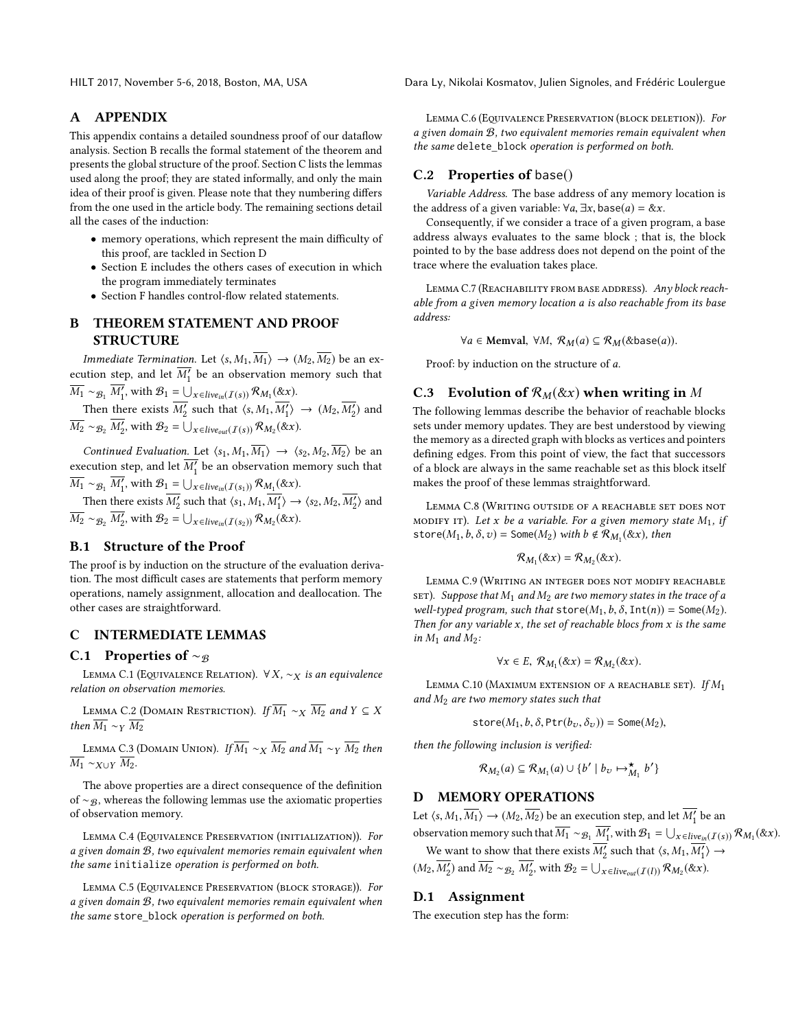# A APPENDIX

This appendix contains a detailed soundness proof of our dataflow analysis. Section B recalls the formal statement of the theorem and presents the global structure of the proof. Section C lists the lemmas used along the proof; they are stated informally, and only the main idea of their proof is given. Please note that they numbering differs from the one used in the article body. The remaining sections detail all the cases of the induction:

- memory operations, which represent the main difficulty of this proof, are tackled in Section D
- Section E includes the others cases of execution in which the program immediately terminates
- Section F handles control-flow related statements.

# B THEOREM STATEMENT AND PROOF STRUCTURE

*Immediate Termination.* Let $\langle s, M_1, \overline{M_1} \rangle \rightarrow (M_2, \overline{M_2})$ be an execution step, and let $\overline{M_1'}$ be an observation memory such that $\overline{M_1} \sim_{\mathcal{B}_1} \overline{M_1'}$, with $\mathcal{B}_1 = \bigcup_{x \in live_{in}(\mathcal{I}(s))} \mathcal{R}_{M_1}(\&x)$.

Then there exists $\overline{M_2'}$ such that $\langle s, M_1, \overline{M_1'} \rangle \rightarrow (M_2, \overline{M_2'})$ and $\overline{M_2} \sim_{\mathcal{B}_2} \overline{M_2'}$, with $\mathcal{B}_2 = \bigcup_{x \in live_{out}(\mathcal{I}(s))} \mathcal{R}_{M_2}(\&x)$.

*Continued Evaluation.* Let $\langle s_1, M_1, \overline{M_1} \rangle \rightarrow \langle s_2, M_2, \overline{M_2} \rangle$ be an execution step, and let $\overline{M_1'}$ be an observation memory such that $\overline{M_1} \sim_{\mathcal{B}_1} \overline{M_1'}$, with $\mathcal{B}_1 = \bigcup_{x \in live_{in}(\mathcal{I}(s_1))} \mathcal{R}_{M_1}(\&x)$.

Then there exists $\overline{M_2'}$ such that $\langle s_1, M_1, \overline{M_1'} \rangle \rightarrow \langle s_2, M_2, \overline{M_2'} \rangle$ and $\overline{M_2} \sim_{\mathcal{B}_2} \overline{M_2'}$, with $\mathcal{B}_2 = \bigcup_{x \in live_{in}(\mathcal{I}(s_2))} \mathcal{R}_{M_2}(\&x)$.

## B.1 Structure of the Proof

The proof is by induction on the structure of the evaluation derivation. The most difficult cases are statements that perform memory operations, namely assignment, allocation and deallocation. The other cases are straightforward.

# C INTERMEDIATE LEMMAS

## C.1 Properties of $\sim_{\mathcal{B}}$

Lemma C.1 (Equivalence Relation). *$\forall X$, $\sim_X$ is an equivalence relation on observation memories.*

Lemma C.2 (Domain Restriction). *If $\overline{M_1} \sim_X \overline{M_2}$ and $Y \subseteq X$ then $\overline{M_1} \sim_Y \overline{M_2}$*

Lemma C.3 (Domain Union). *If $\overline{M_1} \sim_X \overline{M_2}$ and $\overline{M_1} \sim_Y \overline{M_2}$ then $\overline{M_1} \sim_{X \cup Y} \overline{M_2}$.*

The above properties are a direct consequence of the definition of $\sim_{\mathcal{B}}$, whereas the following lemmas use the axiomatic properties of observation memory.

Lemma C.4 (Equivalence Preservation (initialization)). *For a given domain $\mathcal{B}$, two equivalent memories remain equivalent when the same `initialize` operation is performed on both.*

Lemma C.5 (Equivalence Preservation (block storage)). *For a given domain $\mathcal{B}$, two equivalent memories remain equivalent when the same `store_block` operation is performed on both.*

Lemma C.6 (Equivalence Preservation (block deletion)). *For a given domain $\mathcal{B}$, two equivalent memories remain equivalent when the same `delete_block` operation is performed on both.*

## C.2 Properties of base()

*Variable Address.* The base address of any memory location is the address of a given variable: $\forall a, \exists x, \mathsf{base}(a) = \&x$.

Consequently, if we consider a trace of a given program, a base address always evaluates to the same block ; that is, the block pointed to by the base address does not depend on the point of the trace where the evaluation takes place.

Lemma C.7 (Reachability from base address). *Any block reachable from a given memory location $a$ is also reachable from its base address:*

$$\forall a \in \textbf{Memval},\ \forall M,\ \mathcal{R}_M(a) \subseteq \mathcal{R}_M(\&\mathsf{base}(a)).$$

Proof: by induction on the structure of $a$.

## C.3 Evolution of $\mathcal{R}_M(\&x)$ when writing in $M$

The following lemmas describe the behavior of reachable blocks sets under memory updates. They are best understood by viewing the memory as a directed graph with blocks as vertices and pointers defining edges. From this point of view, the fact that successors of a block are always in the same reachable set as this block itself makes the proof of these lemmas straightforward.

Lemma C.8 (Writing outside of a reachable set does not modify it). *Let $x$ be a variable. For a given memory state $M_1$, if $\mathsf{store}(M_1, b, \delta, v) = \mathsf{Some}(M_2)$ with $b \notin \mathcal{R}_{M_1}(\&x)$, then*

$$\mathcal{R}_{M_1}(\&x) = \mathcal{R}_{M_2}(\&x).$$

Lemma C.9 (Writing an integer does not modify reachable set). *Suppose that $M_1$ and $M_2$ are two memory states in the trace of a well-typed program, such that $\mathsf{store}(M_1, b, \delta, \mathsf{Int}(n)) = \mathsf{Some}(M_2)$. Then for any variable $x$, the set of reachable blocs from $x$ is the same in $M_1$ and $M_2$:*

$$\forall x \in E,\ \mathcal{R}_{M_1}(\&x) = \mathcal{R}_{M_2}(\&x).$$

Lemma C.10 (Maximum extension of a reachable set). *If $M_1$ and $M_2$ are two memory states such that*

$$\mathsf{store}(M_1, b, \delta, \mathsf{Ptr}(b_v, \delta_v)) = \mathsf{Some}(M_2),$$

*then the following inclusion is verified:*

$$\mathcal{R}_{M_2}(a) \subseteq \mathcal{R}_{M_1}(a) \cup \{b' \mid b_v \mapsto^{\star}_{M_1} b'\}$$

# D MEMORY OPERATIONS

Let $\langle s, M_1, \overline{M_1} \rangle \rightarrow (M_2, \overline{M_2})$ be an execution step, and let $\overline{M_1'}$ be an observation memory such that $\overline{M_1} \sim_{\mathcal{B}_1} \overline{M_1'}$, with $\mathcal{B}_1 = \bigcup_{x \in live_{in}(\mathcal{I}(s))} \mathcal{R}_{M_1}(\&x)$.

We want to show that there exists $\overline{M_2'}$ such that $\langle s, M_1, \overline{M_1'} \rangle \rightarrow (M_2, \overline{M_2'})$ and $\overline{M_2} \sim_{\mathcal{B}_2} \overline{M_2'}$, with $\mathcal{B}_2 = \bigcup_{x \in live_{out}(\mathcal{I}(I))} \mathcal{R}_{M_2}(\&x)$.

## D.1 Assignment

The execution step has the form: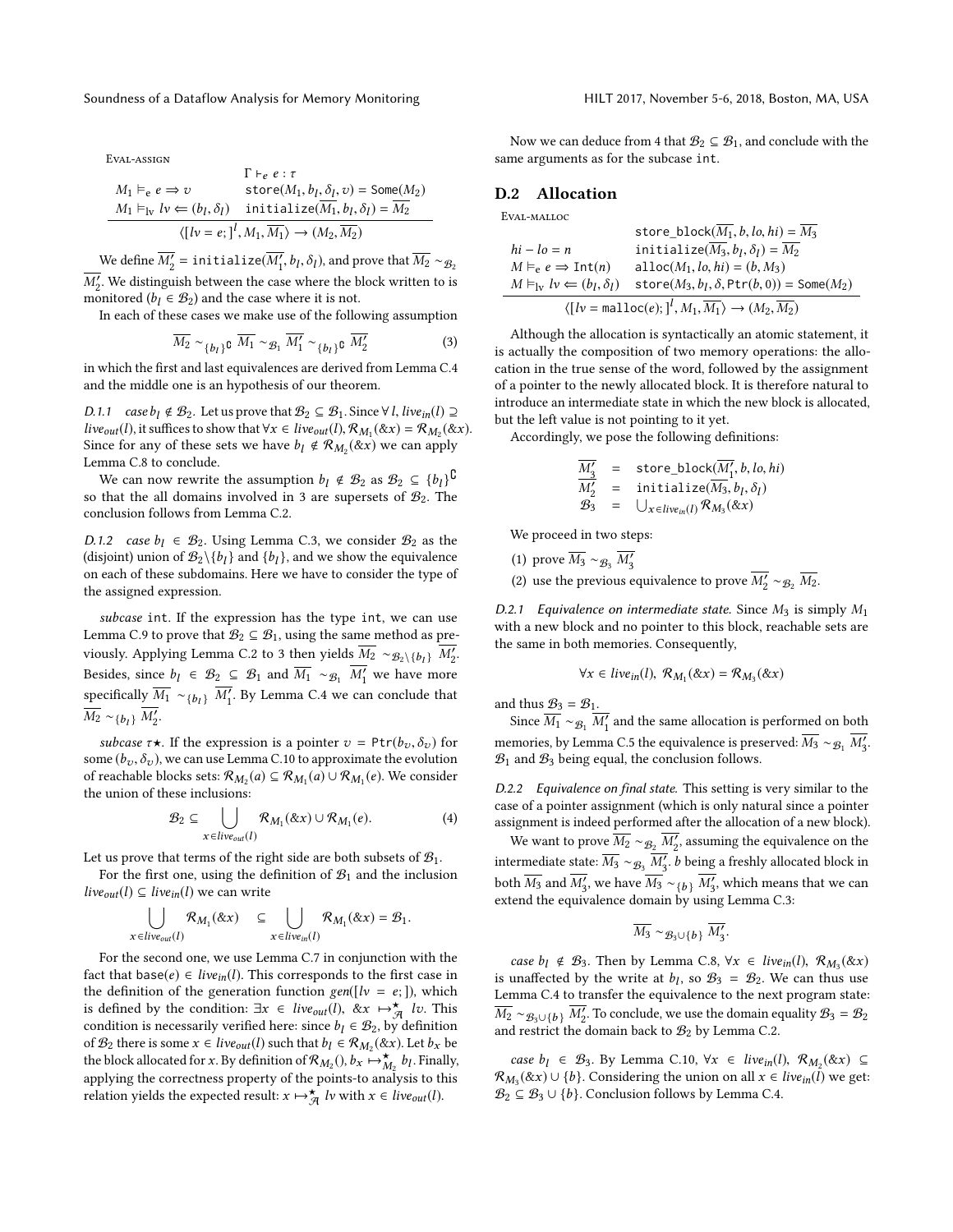Eval-assign

$$\frac{\begin{array}{ll} & \Gamma \vdash_e e : \tau \\ M_1 \vDash_e e \Rightarrow v & \texttt{store}(M_1, b_l, \delta_l, v) = \texttt{Some}(M_2) \\ M_1 \vDash_{lv} lv \Leftarrow (b_l, \delta_l) & \texttt{initialize}(\overline{M_1}, b_l, \delta_l) = \overline{M_2} \end{array}}{\langle [lv = e;]^l, M_1, \overline{M_1}\rangle \rightarrow (M_2, \overline{M_2})}$$

We define $\overline{M_2'} = \texttt{initialize}(\overline{M_1'}, b_l, \delta_l)$, and prove that $\overline{M_2} \sim_{\mathcal{B}_2} \overline{M_2'}$. We distinguish between the case where the block written to is monitored ($b_l \in \mathcal{B}_2$) and the case where it is not.

In each of these cases we make use of the following assumption

$$\overline{M_2} \sim_{\{b_l\}^\complement} \overline{M_1} \sim_{\mathcal{B}_1} \overline{M_1'} \sim_{\{b_l\}^\complement} \overline{M_2'} \tag{3}$$

in which the first and last equivalences are derived from Lemma C.4 and the middle one is an hypothesis of our theorem.

*D.1.1 case $b_l \notin \mathcal{B}_2$.* Let us prove that $\mathcal{B}_2 \subseteq \mathcal{B}_1$. Since $\forall\, l$, $live_{in}(l) \supseteq live_{out}(l)$, it suffices to show that $\forall x \in live_{out}(l), \mathcal{R}_{M_1}(\&x) = \mathcal{R}_{M_2}(\&x)$. Since for any of these sets we have $b_l \notin \mathcal{R}_{M_2}(\&x)$ we can apply Lemma C.8 to conclude.

We can now rewrite the assumption $b_l \notin \mathcal{B}_2$ as $\mathcal{B}_2 \subseteq \{b_l\}^\complement$ so that the all domains involved in 3 are supersets of $\mathcal{B}_2$. The conclusion follows from Lemma C.2.

*D.1.2 case $b_l \in \mathcal{B}_2$.* Using Lemma C.3, we consider $\mathcal{B}_2$ as the (disjoint) union of $\mathcal{B}_2 \backslash \{b_l\}$ and $\{b_l\}$, and we show the equivalence on each of these subdomains. Here we have to consider the type of the assigned expression.

*subcase* `int`. If the expression has the type `int`, we can use Lemma C.9 to prove that $\mathcal{B}_2 \subseteq \mathcal{B}_1$, using the same method as previously. Applying Lemma C.2 to 3 then yields $\overline{M_2} \sim_{\mathcal{B}_2 \backslash \{b_l\}} \overline{M_2'}$. Besides, since $b_l \in \mathcal{B}_2 \subseteq \mathcal{B}_1$ and $\overline{M_1} \sim_{\mathcal{B}_1} \overline{M_1'}$ we have more specifically $\overline{M_1} \sim_{\{b_l\}} \overline{M_1'}$. By Lemma C.4 we can conclude that $\overline{M_2} \sim_{\{b_l\}} \overline{M_2'}$.

*subcase* $\tau\star$. If the expression is a pointer $v = \texttt{Ptr}(b_v, \delta_v)$ for some $(b_v, \delta_v)$, we can use Lemma C.10 to approximate the evolution of reachable blocks sets: $\mathcal{R}_{M_2}(a) \subseteq \mathcal{R}_{M_1}(a) \cup \mathcal{R}_{M_1}(e)$. We consider the union of these inclusions:

$$\mathcal{B}_2 \subseteq \bigcup_{x \in live_{out}(l)} \mathcal{R}_{M_1}(\&x) \cup \mathcal{R}_{M_1}(e). \tag{4}$$

Let us prove that terms of the right side are both subsets of $\mathcal{B}_1$.

For the first one, using the definition of $\mathcal{B}_1$ and the inclusion $live_{out}(l) \subseteq live_{in}(l)$ we can write

$$\bigcup_{x \in live_{out}(l)} \mathcal{R}_{M_1}(\&x) \quad \subseteq \bigcup_{x \in live_{in}(l)} \mathcal{R}_{M_1}(\&x) = \mathcal{B}_1.$$

For the second one, we use Lemma C.7 in conjunction with the fact that $\texttt{base}(e) \in live_{in}(l)$. This corresponds to the first case in the definition of the generation function $gen([lv = e;])$, which is defined by the condition: $\exists x \in live_{out}(l)$, $\&x \mapsto^\star_{\mathcal{A}} lv$. This condition is necessarily verified here: since $b_l \in \mathcal{B}_2$, by definition of $\mathcal{B}_2$ there is some $x \in live_{out}(l)$ such that $b_l \in \mathcal{R}_{M_2}(\&x)$. Let $b_x$ be the block allocated for $x$. By definition of $\mathcal{R}_{M_2}()$, $b_x \mapsto^\star_{M_2} b_l$. Finally, applying the correctness of the points-to-analysis to this relation yields the expected result: $x \mapsto^\star_{\mathcal{A}} lv$ with $x \in live_{out}(l)$.

Now we can deduce from 4 that $\mathcal{B}_2 \subseteq \mathcal{B}_1$, and conclude with the same arguments as for the subcase `int`.

## D.2 Allocation

Eval-malloc

$$\frac{\begin{array}{ll} & \texttt{store\_block}(\overline{M_1}, b, lo, hi) = \overline{M_3} \\ hi - lo = n & \texttt{initialize}(\overline{M_3}, b_l, \delta_l) = \overline{M_2} \\ M \vDash_e e \Rightarrow \texttt{Int}(n) & \texttt{alloc}(M_1, lo, hi) = (b, M_3) \\ M \vDash_{lv} lv \Leftarrow (b_l, \delta_l) & \texttt{store}(M_3, b_l, \delta, \texttt{Ptr}(b, 0)) = \texttt{Some}(M_2) \end{array}}{\langle [lv = \texttt{malloc}(e);]^l, M_1, \overline{M_1}\rangle \rightarrow (M_2, \overline{M_2})}$$

Although the allocation is syntactically an atomic statement, it is actually the composition of two memory operations: the allocation in the true sense of the word, followed by the assignment of a pointer to the newly allocated block. It is therefore natural to introduce an intermediate state in which the new block is allocated, but the left value is not pointing to it yet.

Accordingly, we pose the following definitions:

$$\begin{array}{rcl} \overline{M_3'} &=& \texttt{store\_block}(\overline{M_1'}, b, lo, hi) \\ \overline{M_2'} &=& \texttt{initialize}(\overline{M_3}, b_l, \delta_l) \\ \mathcal{B}_3 &=& \bigcup_{x \in live_{in}(l)} \mathcal{R}_{M_3}(\&x) \end{array}$$

We proceed in two steps:

(1) prove $\overline{M_3} \sim_{\mathcal{B}_3} \overline{M_3'}$
(2) use the previous equivalence to prove $\overline{M_2'} \sim_{\mathcal{B}_2} \overline{M_2}$.

*D.2.1 Equivalence on intermediate state.* Since $M_3$ is simply $M_1$ with a new block and no pointer to this block, reachable sets are the same in both memories. Consequently,

$$\forall x \in live_{in}(l),\ \mathcal{R}_{M_1}(\&x) = \mathcal{R}_{M_3}(\&x)$$

and thus $\mathcal{B}_3 = \mathcal{B}_1$.

Since $\overline{M_1} \sim_{\mathcal{B}_1} \overline{M_1'}$ and the same allocation is performed on both memories, by Lemma C.5 the equivalence is preserved: $\overline{M_3} \sim_{\mathcal{B}_1} \overline{M_3'}$. $\mathcal{B}_1$ and $\mathcal{B}_3$ being equal, the conclusion follows.

*D.2.2 Equivalence on final state.* This setting is very similar to the case of a pointer assignment (which is only natural since a pointer assignment is indeed performed after the allocation of a new block).

We want to prove $\overline{M_2} \sim_{\mathcal{B}_2} \overline{M_2'}$, assuming the equivalence on the intermediate state: $\overline{M_3} \sim_{\mathcal{B}_3} \overline{M_3'}$. $b$ being a freshly allocated block in both $\overline{M_3}$ and $\overline{M_3'}$, we have $\overline{M_3} \sim_{\{b\}} \overline{M_3'}$, which means that we can extend the equivalence domain by using Lemma C.3:

$$\overline{M_3} \sim_{\mathcal{B}_3 \cup \{b\}} \overline{M_3'}.$$

*case $b_l \notin \mathcal{B}_3$.* Then by Lemma C.8, $\forall x \in live_{in}(l)$, $\mathcal{R}_{M_3}(\&x)$ is unaffected by the write at $b_l$, so $\mathcal{B}_3 = \mathcal{B}_2$. We can thus use Lemma C.4 to transfer the equivalence to the next program state: $\overline{M_2} \sim_{\mathcal{B}_3 \cup \{b\}} \overline{M_2'}$. To conclude, we use the domain equality $\mathcal{B}_3 = \mathcal{B}_2$ and restrict the domain back to $\mathcal{B}_2$ by Lemma C.2.

*case $b_l \in \mathcal{B}_3$.* By Lemma C.10, $\forall x \in live_{in}(l)$, $\mathcal{R}_{M_2}(\&x) \subseteq \mathcal{R}_{M_3}(\&x) \cup \{b\}$. Considering the union on all $x \in live_{in}(l)$ we get: $\mathcal{B}_2 \subseteq \mathcal{B}_3 \cup \{b\}$. Conclusion follows by Lemma C.4.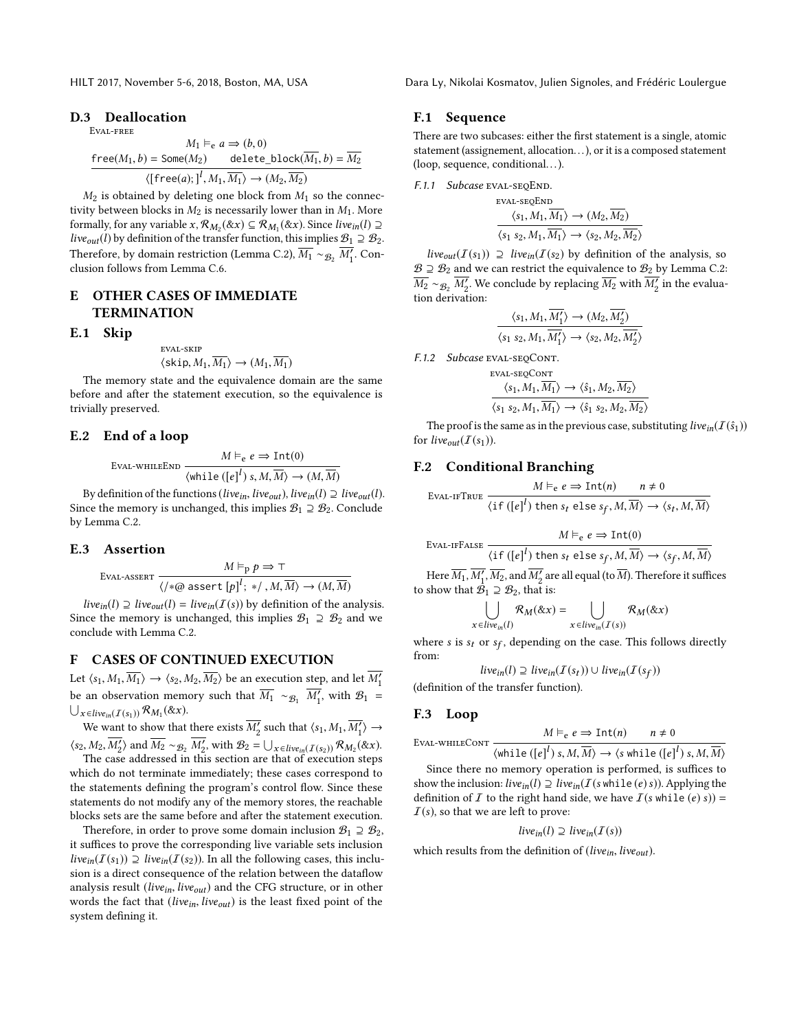### D.3 Deallocation

Eval-free

$$\frac{M_1 \vDash_e a \Rightarrow (b, 0) \qquad \mathtt{free}(M_1, b) = \mathtt{Some}(M_2) \qquad \mathtt{delete\_block}(\overline{M_1}, b) = \overline{M_2}}{\langle [\mathtt{free}(a);]^l, M_1, \overline{M_1}\rangle \rightarrow (M_2, \overline{M_2})}$$

$M_2$ is obtained by deleting one block from $M_1$ so the connectivity between blocks in $M_2$ is necessarily lower than in $M_1$. More formally, for any variable $x$, $\mathcal{R}_{M_2}(\&x) \subseteq \mathcal{R}_{M_1}(\&x)$. Since $live_{in}(l) \supseteq live_{out}(l)$ by definition of the transfer function, this implies $\mathcal{B}_1 \supseteq \mathcal{B}_2$. Therefore, by domain restriction (Lemma C.2), $\overline{M_1} \sim_{\mathcal{B}_2} \overline{M_1'}$. Conclusion follows from Lemma C.6.

## E OTHER CASES OF IMMEDIATE TERMINATION

### E.1 Skip

eval-skip

$$\langle \mathtt{skip}, M_1, \overline{M_1}\rangle \rightarrow (M_1, \overline{M_1})$$

The memory state and the equivalence domain are the same before and after the statement execution, so the equivalence is trivially preserved.

### E.2 End of a loop

$$\text{Eval-whileEnd} \ \frac{M \vDash_e e \Rightarrow \mathtt{Int}(0)}{\langle \mathtt{while}\ ([e]^l)\ s, M, \overline{M}\rangle \rightarrow (M, \overline{M})}$$

By definition of the functions ($live_{in}$, $live_{out}$), $live_{in}(l) \supseteq live_{out}(l)$. Since the memory is unchanged, this implies $\mathcal{B}_1 \supseteq \mathcal{B}_2$. Conclude by Lemma C.2.

### E.3 Assertion

$$\text{Eval-assert} \ \frac{M \vDash_p p \Rightarrow \top}{\langle /{*}@\ \mathtt{assert}\ [p]^l;\ {*}/\ , M, \overline{M}\rangle \rightarrow (M, \overline{M})}$$

$live_{in}(l) \supseteq live_{out}(l) = live_{in}(\mathcal{I}(s))$ by definition of the analysis. Since the memory is unchanged, this implies $\mathcal{B}_1 \supseteq \mathcal{B}_2$ and we conclude with Lemma C.2.

## F CASES OF CONTINUED EXECUTION

Let $\langle s_1, M_1, \overline{M_1}\rangle \rightarrow \langle s_2, M_2, \overline{M_2}\rangle$ be an execution step, and let $\overline{M_1'}$ be an observation memory such that $\overline{M_1} \sim_{\mathcal{B}_1} \overline{M_1'}$, with $\mathcal{B}_1 = \bigcup_{x \in live_{in}(\mathcal{I}(s_1))} \mathcal{R}_{M_1}(\&x)$.

We want to show that there exists $\overline{M_2'}$ such that $\langle s_1, M_1, \overline{M_1'}\rangle \rightarrow \langle s_2, M_2, \overline{M_2'}\rangle$ and $\overline{M_2} \sim_{\mathcal{B}_2} \overline{M_2'}$, with $\mathcal{B}_2 = \bigcup_{x \in live_{in}(\mathcal{I}(s_2))} \mathcal{R}_{M_2}(\&x)$.

The case addressed in this section are that of execution steps which do not terminate immediately; these cases correspond to the statements defining the program's control flow. Since these statements do not modify any of the memory stores, the reachable blocks sets are the same before and after the statement execution.

Therefore, in order to prove some domain inclusion $\mathcal{B}_1 \supseteq \mathcal{B}_2$, it suffices to prove the corresponding live variable sets inclusion $live_{in}(\mathcal{I}(s_1)) \supseteq live_{in}(\mathcal{I}(s_2))$. In all the following cases, this inclusion is a direct consequence of the relation between the dataflow analysis result ($live_{in}$, $live_{out}$) and the CFG structure, or in other words the fact that ($live_{in}$, $live_{out}$) is the least fixed point of the system defining it.

### F.1 Sequence

There are two subcases: either the first statement is a single, atomic statement (assignement, allocation…), or it is a composed statement (loop, sequence, conditional…).

#### F.1.1 Subcase eval-seqEnd.

eval-seqEnd

$$\frac{\langle s_1, M_1, \overline{M_1}\rangle \rightarrow (M_2, \overline{M_2})}{\langle s_1\ s_2, M_1, \overline{M_1}\rangle \rightarrow \langle s_2, M_2, \overline{M_2}\rangle}$$

$live_{out}(\mathcal{I}(s_1)) \supseteq live_{in}(\mathcal{I}(s_2))$ by definition of the analysis, so $\mathcal{B} \supseteq \mathcal{B}_2$ and we can restrict the equivalence to $\mathcal{B}_2$ by Lemma C.2: $\overline{M_2} \sim_{\mathcal{B}_2} \overline{M_2'}$. We conclude by replacing $\overline{M_2}$ with $\overline{M_2'}$ in the evaluation derivation:

$$\frac{\langle s_1, M_1, \overline{M_1'}\rangle \rightarrow (M_2, \overline{M_2'})}{\langle s_1\ s_2, M_1, \overline{M_1'}\rangle \rightarrow \langle s_2, M_2, \overline{M_2'}\rangle}$$

#### F.1.2 Subcase eval-seqCont.

eval-seqCont

$$\frac{\langle s_1, M_1, \overline{M_1}\rangle \rightarrow \langle \hat{s}_1, M_2, \overline{M_2}\rangle}{\langle s_1\ s_2, M_1, \overline{M_1}\rangle \rightarrow \langle \hat{s}_1\ s_2, M_2, \overline{M_2}\rangle}$$

The proof is the same as in the previous case, substituting $live_{in}(\mathcal{I}(\hat{s}_1))$ for $live_{out}(\mathcal{I}(s_1))$.

### F.2 Conditional Branching

$$\text{Eval-ifTrue} \ \frac{M \vDash_e e \Rightarrow \mathtt{Int}(n) \qquad n \neq 0}{\langle \mathtt{if}\ ([e]^l)\ \mathtt{then}\ s_t\ \mathtt{else}\ s_f, M, \overline{M}\rangle \rightarrow \langle s_t, M, \overline{M}\rangle}$$

$$\text{Eval-ifFalse} \ \frac{M \vDash_e e \Rightarrow \mathtt{Int}(0)}{\langle \mathtt{if}\ ([e]^l)\ \mathtt{then}\ s_t\ \mathtt{else}\ s_f, M, \overline{M}\rangle \rightarrow \langle s_f, M, \overline{M}\rangle}$$

Here $\overline{M_1}$, $\overline{M_1'}$, $\overline{M_2}$, and $\overline{M_2'}$ are all equal (to $\overline{M}$). Therefore it suffices to show that $\mathcal{B}_1 \supseteq \mathcal{B}_2$, that is:

$$\bigcup_{x \in live_{in}(l)} \mathcal{R}_M(\&x) = \bigcup_{x \in live_{in}(\mathcal{I}(s))} \mathcal{R}_M(\&x)$$

where $s$ is $s_t$ or $s_f$, depending on the case. This follows directly from:

$$live_{in}(l) \supseteq live_{in}(\mathcal{I}(s_t)) \cup live_{in}(\mathcal{I}(s_f))$$

(definition of the transfer function).

### F.3 Loop

$$\text{Eval-whileCont} \ \frac{M \vDash_e e \Rightarrow \mathtt{Int}(n) \qquad n \neq 0}{\langle \mathtt{while}\ ([e]^l)\ s, M, \overline{M}\rangle \rightarrow \langle s\ \mathtt{while}\ ([e]^l)\ s, M, \overline{M}\rangle}$$

Since there no memory operation is performed, is suffices to show the inclusion: $live_{in}(l) \supseteq live_{in}(\mathcal{I}(s\ \mathtt{while}\ (e)\ s))$. Applying the definition of $\mathcal{I}$ to the right hand side, we have $\mathcal{I}(s\ \mathtt{while}\ (e)\ s)) = \mathcal{I}(s)$, so that we are left to prove:

$$live_{in}(l) \supseteq live_{in}(\mathcal{I}(s))$$

which results from the definition of ($live_{in}$, $live_{out}$).